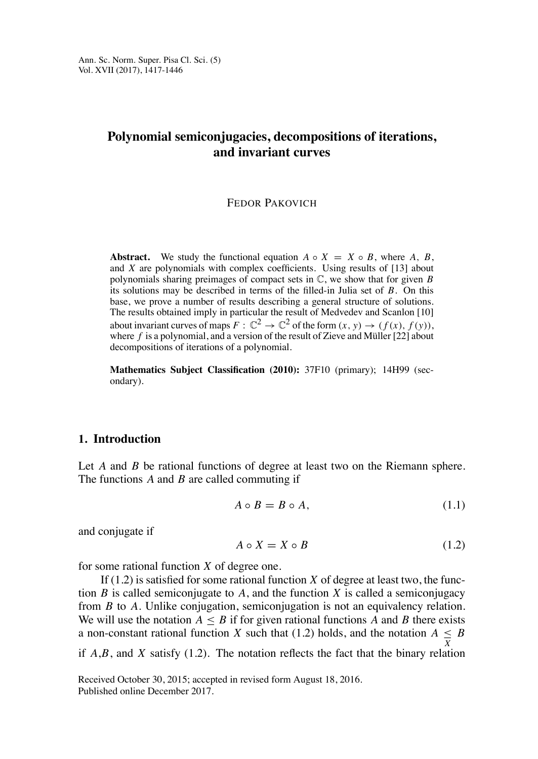# Polynomial semiconjugacies, decompositions of iterations, and invariant curves

FEDOR PAKOVICH

**Abstract.** We study the functional equation $A \circ X = X \circ B$, where $A$, $B$, and $X$ are polynomials with complex coefficients. Using results of [13] about polynomials sharing preimages of compact sets in $\mathbb{C}$, we show that for given $B$ its solutions may be described in terms of the filled-in Julia set of $B$. On this base, we prove a number of results describing a general structure of solutions. The results obtained imply in particular the result of Medvedev and Scanlon [10] about invariant curves of maps $F : \mathbb{C}^2 \to \mathbb{C}^2$ of the form $(x, y) \to (f(x), f(y))$, where $f$ is a polynomial, and a version of the result of Zieve and Müller [22] about decompositions of iterations of a polynomial.

**Mathematics Subject Classification (2010):** 37F10 (primary); 14H99 (secondary).

## 1. Introduction

Let $A$ and $B$ be rational functions of degree at least two on the Riemann sphere. The functions $A$ and $B$ are called commuting if

$$A \circ B = B \circ A, \tag{1.1}$$

and conjugate if

$$A \circ X = X \circ B \tag{1.2}$$

for some rational function $X$ of degree one.

If (1.2) is satisfied for some rational function $X$ of degree at least two, the function $B$ is called semiconjugate to $A$, and the function $X$ is called a semiconjugacy from $B$ to $A$. Unlike conjugation, semiconjugation is not an equivalency relation. We will use the notation $A \leq B$ if for given rational functions $A$ and $B$ there exists a non-constant rational function $X$ such that (1.2) holds, and the notation $A \underset{X}{\leq} B$ if $A$, $B$, and $X$ satisfy (1.2). The notation reflects the fact that the binary relation

Received October 30, 2015; accepted in revised form August 18, 2016.
Published online December 2017.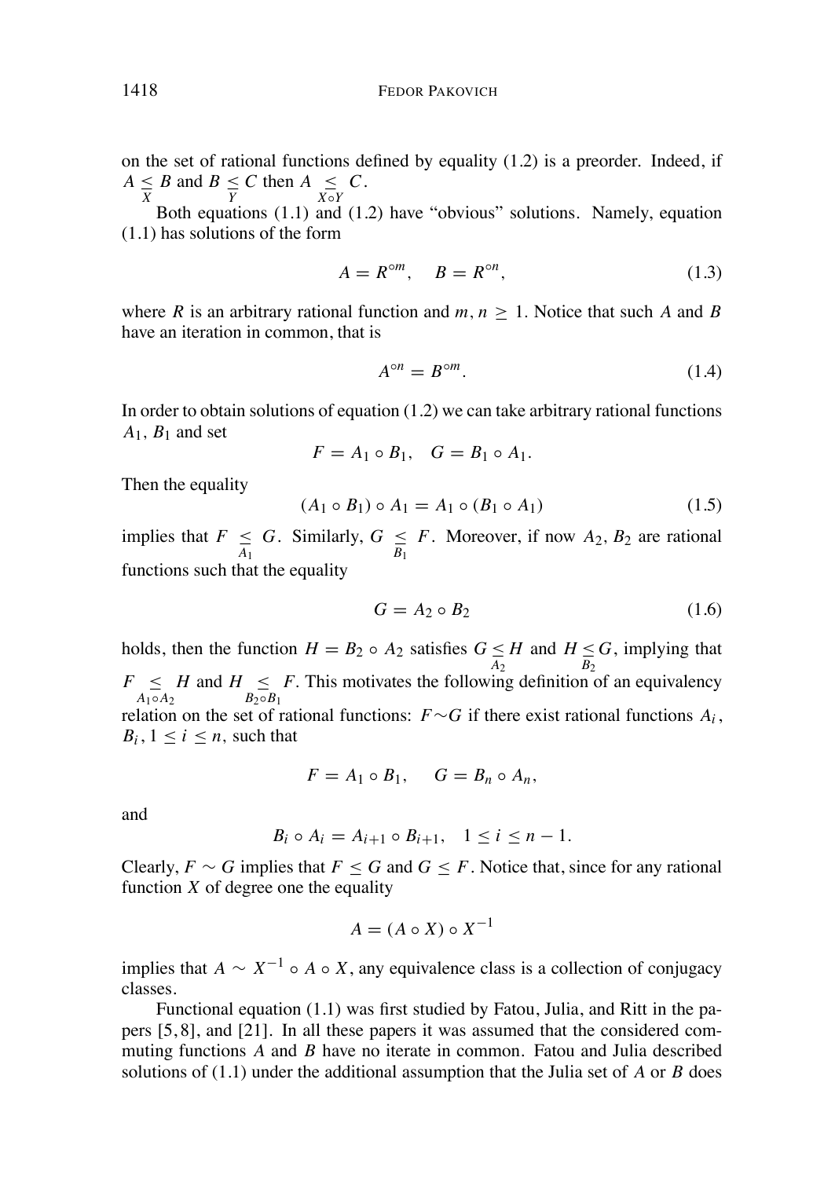on the set of rational functions defined by equality (1.2) is a preorder. Indeed, if $A \underset{X}{\leq} B$ and $B \underset{Y}{\leq} C$ then $A \underset{X \circ Y}{\leq} C$.

Both equations (1.1) and (1.2) have "obvious" solutions. Namely, equation (1.1) has solutions of the form

$$A = R^{\circ m}, \quad B = R^{\circ n}, \tag{1.3}$$

where $R$ is an arbitrary rational function and $m, n \geq 1$. Notice that such $A$ and $B$ have an iteration in common, that is

$$A^{\circ n} = B^{\circ m}. \tag{1.4}$$

In order to obtain solutions of equation (1.2) we can take arbitrary rational functions $A_1$, $B_1$ and set

$$F = A_1 \circ B_1, \quad G = B_1 \circ A_1.$$

Then the equality

$$(A_1 \circ B_1) \circ A_1 = A_1 \circ (B_1 \circ A_1) \tag{1.5}$$

implies that $F \underset{A_1}{\leq} G$. Similarly, $G \underset{B_1}{\leq} F$. Moreover, if now $A_2$, $B_2$ are rational functions such that the equality

$$G = A_2 \circ B_2 \tag{1.6}$$

holds, then the function $H = B_2 \circ A_2$ satisfies $G \underset{A_2}{\leq} H$ and $H \underset{B_2}{\leq} G$, implying that $F \underset{A_1 \circ A_2}{\leq} H$ and $H \underset{B_2 \circ B_1}{\leq} F$. This motivates the following definition of an equivalency relation on the set of rational functions: $F \sim G$ if there exist rational functions $A_i$, $B_i$, $1 \leq i \leq n$, such that

$$F = A_1 \circ B_1, \quad G = B_n \circ A_n,$$

and

$$B_i \circ A_i = A_{i+1} \circ B_{i+1}, \quad 1 \leq i \leq n-1.$$

Clearly, $F \sim G$ implies that $F \leq G$ and $G \leq F$. Notice that, since for any rational function $X$ of degree one the equality

$$A = (A \circ X) \circ X^{-1}$$

implies that $A \sim X^{-1} \circ A \circ X$, any equivalence class is a collection of conjugacy classes.

Functional equation (1.1) was first studied by Fatou, Julia, and Ritt in the papers [5, 8], and [21]. In all these papers it was assumed that the considered commuting functions $A$ and $B$ have no iterate in common. Fatou and Julia described solutions of (1.1) under the additional assumption that the Julia set of $A$ or $B$ does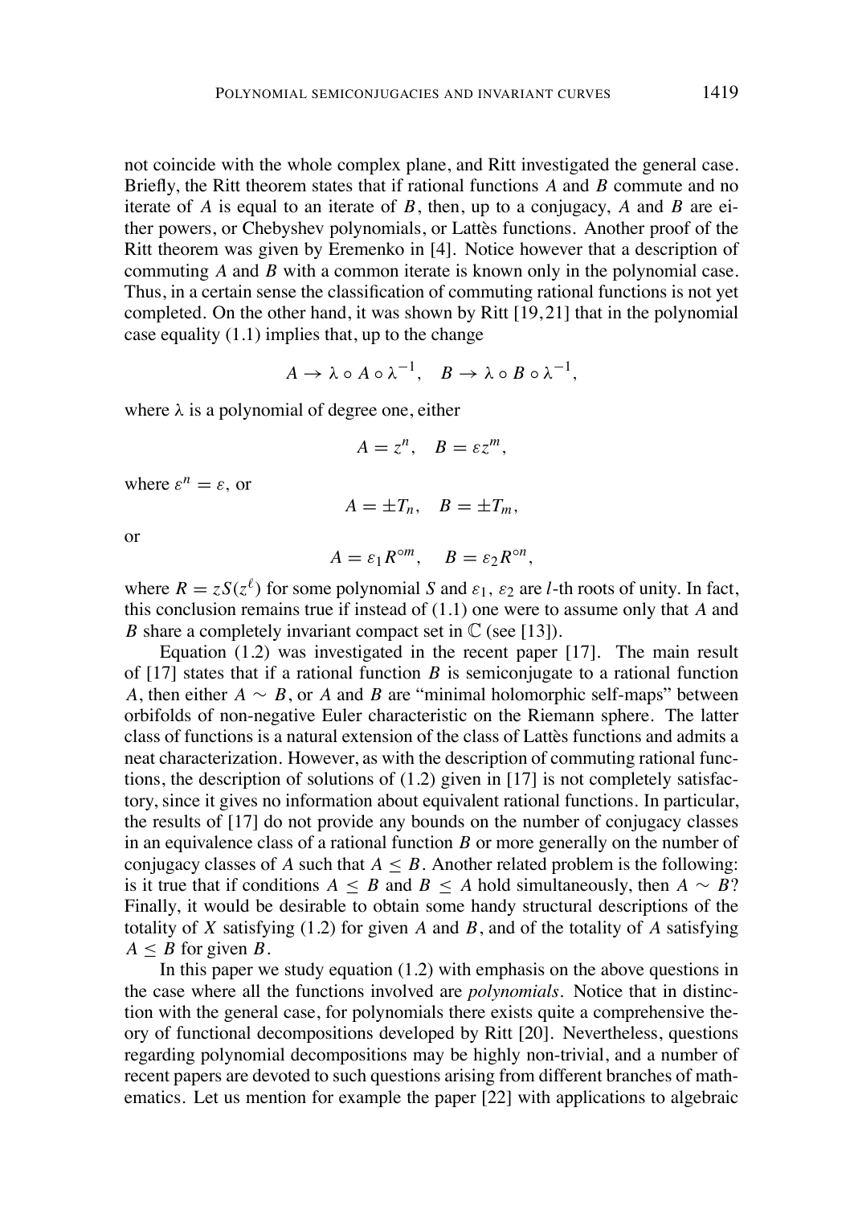not coincide with the whole complex plane, and Ritt investigated the general case. Briefly, the Ritt theorem states that if rational functions $A$ and $B$ commute and no iterate of $A$ is equal to an iterate of $B$, then, up to a conjugacy, $A$ and $B$ are either powers, or Chebyshev polynomials, or Lattès functions. Another proof of the Ritt theorem was given by Eremenko in [4]. Notice however that a description of commuting $A$ and $B$ with a common iterate is known only in the polynomial case. Thus, in a certain sense the classification of commuting rational functions is not yet completed. On the other hand, it was shown by Ritt [19,21] that in the polynomial case equality (1.1) implies that, up to the change

$$A \to \lambda \circ A \circ \lambda^{-1}, \quad B \to \lambda \circ B \circ \lambda^{-1},$$

where $\lambda$ is a polynomial of degree one, either

$$A = z^n, \quad B = \varepsilon z^m,$$

where $\varepsilon^n = \varepsilon$, or

$$A = \pm T_n, \quad B = \pm T_m,$$

or

$$A = \varepsilon_1 R^{\circ m}, \quad B = \varepsilon_2 R^{\circ n},$$

where $R = zS(z^\ell)$ for some polynomial $S$ and $\varepsilon_1$, $\varepsilon_2$ are $l$-th roots of unity. In fact, this conclusion remains true if instead of (1.1) one were to assume only that $A$ and $B$ share a completely invariant compact set in $\mathbb{C}$ (see [13]).

Equation (1.2) was investigated in the recent paper [17]. The main result of [17] states that if a rational function $B$ is semiconjugate to a rational function $A$, then either $A \sim B$, or $A$ and $B$ are "minimal holomorphic self-maps" between orbifolds of non-negative Euler characteristic on the Riemann sphere. The latter class of functions is a natural extension of the class of Lattès functions and admits a neat characterization. However, as with the description of commuting rational functions, the description of solutions of (1.2) given in [17] is not completely satisfactory, since it gives no information about equivalent rational functions. In particular, the results of [17] do not provide any bounds on the number of conjugacy classes in an equivalence class of a rational function $B$ or more generally on the number of conjugacy classes of $A$ such that $A \leq B$. Another related problem is the following: is it true that if conditions $A \leq B$ and $B \leq A$ hold simultaneously, then $A \sim B$? Finally, it would be desirable to obtain some handy structural descriptions of the totality of $X$ satisfying (1.2) for given $A$ and $B$, and of the totality of $A$ satisfying $A \leq B$ for given $B$.

In this paper we study equation (1.2) with emphasis on the above questions in the case where all the functions involved are *polynomials*. Notice that in distinction with the general case, for polynomials there exists quite a comprehensive theory of functional decompositions developed by Ritt [20]. Nevertheless, questions regarding polynomial decompositions may be highly non-trivial, and a number of recent papers are devoted to such questions arising from different branches of mathematics. Let us mention for example the paper [22] with applications to algebraic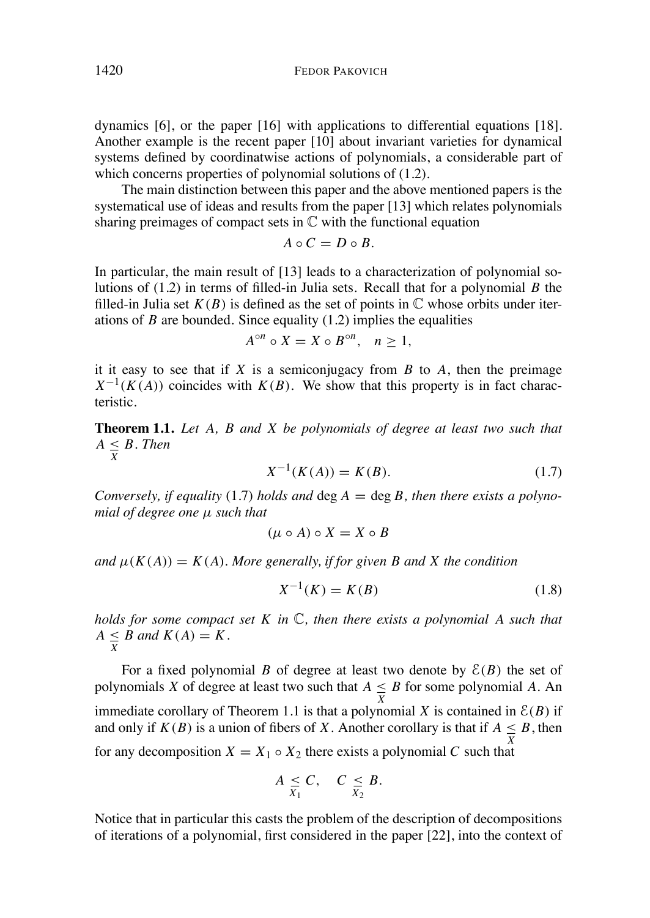dynamics [6], or the paper [16] with applications to differential equations [18]. Another example is the recent paper [10] about invariant varieties for dynamical systems defined by coordinatwise actions of polynomials, a considerable part of which concerns properties of polynomial solutions of (1.2).

The main distinction between this paper and the above mentioned papers is the systematical use of ideas and results from the paper [13] which relates polynomials sharing preimages of compact sets in $\mathbb{C}$ with the functional equation

$$A \circ C = D \circ B.$$

In particular, the main result of [13] leads to a characterization of polynomial solutions of (1.2) in terms of filled-in Julia sets. Recall that for a polynomial $B$ the filled-in Julia set $K(B)$ is defined as the set of points in $\mathbb{C}$ whose orbits under iterations of $B$ are bounded. Since equality (1.2) implies the equalities

$$A^{\circ n} \circ X = X \circ B^{\circ n}, \quad n \geq 1,$$

it it easy to see that if $X$ is a semiconjugacy from $B$ to $A$, then the preimage $X^{-1}(K(A))$ coincides with $K(B)$. We show that this property is in fact characteristic.

**Theorem 1.1.** *Let $A$, $B$ and $X$ be polynomials of degree at least two such that $A \underset{X}{\leq} B$. Then*

$$X^{-1}(K(A)) = K(B). \tag{1.7}$$

*Conversely, if equality* (1.7) *holds and* $\deg A = \deg B$*, then there exists a polynomial of degree one $\mu$ such that*

$$(\mu \circ A) \circ X = X \circ B$$

*and $\mu(K(A)) = K(A)$. More generally, if for given $B$ and $X$ the condition*

$$X^{-1}(K) = K(B) \tag{1.8}$$

*holds for some compact set $K$ in $\mathbb{C}$, then there exists a polynomial $A$ such that $A \underset{X}{\leq} B$ and $K(A) = K$.*

For a fixed polynomial $B$ of degree at least two denote by $\mathcal{E}(B)$ the set of polynomials $X$ of degree at least two such that $A \underset{X}{\leq} B$ for some polynomial $A$. An immediate corollary of Theorem 1.1 is that a polynomial $X$ is contained in $\mathcal{E}(B)$ if and only if $K(B)$ is a union of fibers of $X$. Another corollary is that if $A \underset{X}{\leq} B$, then for any decomposition $X = X_1 \circ X_2$ there exists a polynomial $C$ such that

$$A \underset{X_1}{\leq} C, \quad C \underset{X_2}{\leq} B.$$

Notice that in particular this casts the problem of the description of decompositions of iterations of a polynomial, first considered in the paper [22], into the context of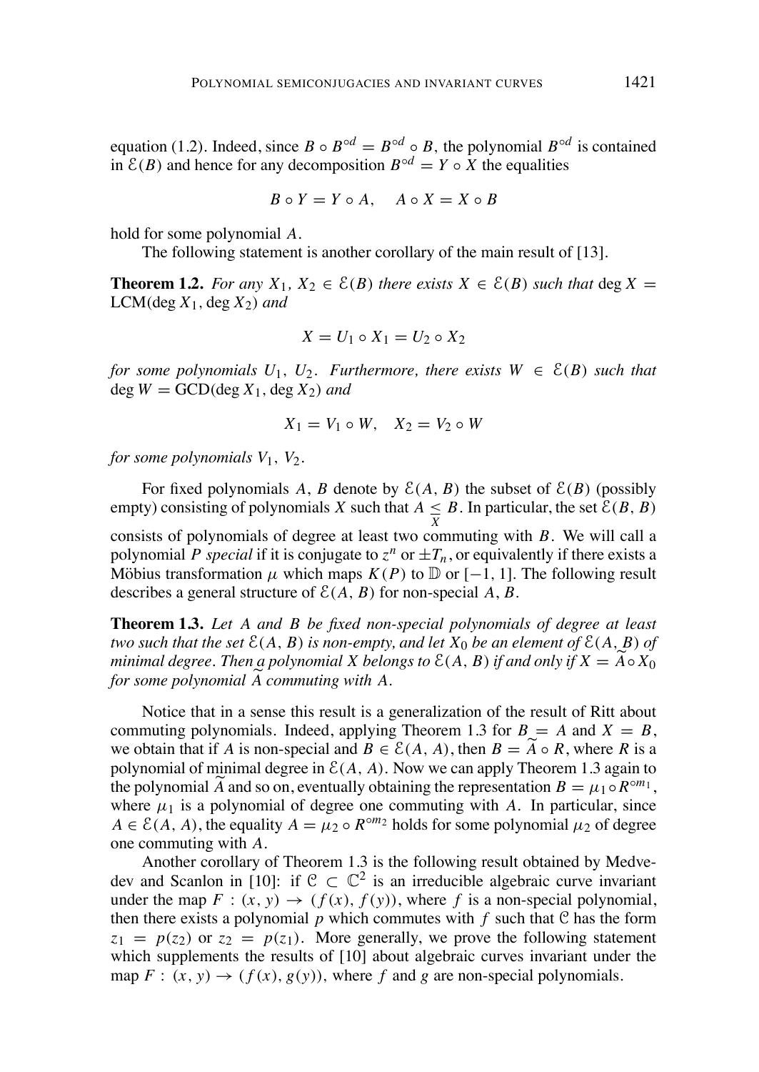equation (1.2). Indeed, since $B \circ B^{\circ d} = B^{\circ d} \circ B$, the polynomial $B^{\circ d}$ is contained in $\mathcal{E}(B)$ and hence for any decomposition $B^{\circ d} = Y \circ X$ the equalities

$$B \circ Y = Y \circ A, \quad A \circ X = X \circ B$$

hold for some polynomial $A$.

The following statement is another corollary of the main result of [13].

**Theorem 1.2.** *For any $X_1$, $X_2 \in \mathcal{E}(B)$ there exists $X \in \mathcal{E}(B)$ such that* $\deg X = \mathrm{LCM}(\deg X_1, \deg X_2)$ *and*

$$X = U_1 \circ X_1 = U_2 \circ X_2$$

*for some polynomials $U_1$, $U_2$. Furthermore, there exists $W \in \mathcal{E}(B)$ such that* $\deg W = \mathrm{GCD}(\deg X_1, \deg X_2)$ *and*

$$X_1 = V_1 \circ W, \quad X_2 = V_2 \circ W$$

*for some polynomials $V_1$, $V_2$.*

For fixed polynomials $A$, $B$ denote by $\mathcal{E}(A, B)$ the subset of $\mathcal{E}(B)$ (possibly empty) consisting of polynomials $X$ such that $A \underset{X}{\leq} B$. In particular, the set $\mathcal{E}(B, B)$ consists of polynomials of degree at least two commuting with $B$. We will call a polynomial $P$ *special* if it is conjugate to $z^n$ or $\pm T_n$, or equivalently if there exists a Möbius transformation $\mu$ which maps $K(P)$ to $\mathbb{D}$ or $[-1, 1]$. The following result describes a general structure of $\mathcal{E}(A, B)$ for non-special $A$, $B$.

**Theorem 1.3.** *Let $A$ and $B$ be fixed non-special polynomials of degree at least two such that the set $\mathcal{E}(A, B)$ is non-empty, and let $X_0$ be an element of $\mathcal{E}(A, B)$ of minimal degree. Then a polynomial $X$ belongs to $\mathcal{E}(A, B)$ if and only if $X = \widetilde{A} \circ X_0$ for some polynomial $\widetilde{A}$ commuting with $A$.*

Notice that in a sense this result is a generalization of the result of Ritt about commuting polynomials. Indeed, applying Theorem 1.3 for $B = A$ and $X = B$, we obtain that if $A$ is non-special and $B \in \mathcal{E}(A, A)$, then $B = \widetilde{A} \circ R$, where $R$ is a polynomial of minimal degree in $\mathcal{E}(A, A)$. Now we can apply Theorem 1.3 again to the polynomial $\widetilde{A}$ and so on, eventually obtaining the representation $B = \mu_1 \circ R^{\circ m_1}$, where $\mu_1$ is a polynomial of degree one commuting with $A$. In particular, since $A \in \mathcal{E}(A, A)$, the equality $A = \mu_2 \circ R^{\circ m_2}$ holds for some polynomial $\mu_2$ of degree one commuting with $A$.

Another corollary of Theorem 1.3 is the following result obtained by Medvedev and Scanlon in [10]: if $\mathcal{C} \subset \mathbb{C}^2$ is an irreducible algebraic curve invariant under the map $F : (x, y) \to (f(x), f(y))$, where $f$ is a non-special polynomial, then there exists a polynomial $p$ which commutes with $f$ such that $\mathcal{C}$ has the form $z_1 = p(z_2)$ or $z_2 = p(z_1)$. More generally, we prove the following statement which supplements the results of [10] about algebraic curves invariant under the map $F : (x, y) \to (f(x), g(y))$, where $f$ and $g$ are non-special polynomials.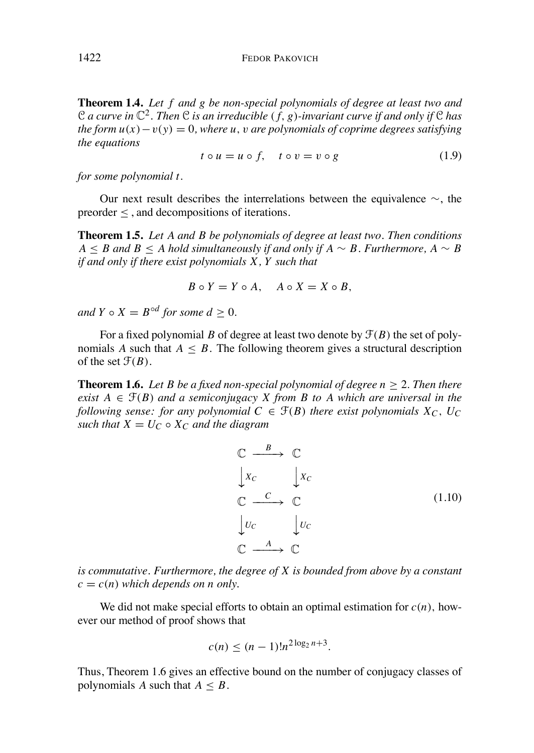**Theorem 1.4.** *Let $f$ and $g$ be non-special polynomials of degree at least two and $\mathcal{C}$ a curve in $\mathbb{C}^2$. Then $\mathcal{C}$ is an irreducible $(f,g)$-invariant curve if and only if $\mathcal{C}$ has the form $u(x)-v(y)=0$, where $u$, $v$ are polynomials of coprime degrees satisfying the equations*

$$t\circ u = u\circ f,\quad t\circ v = v\circ g \tag{1.9}$$

*for some polynomial $t$.*

Our next result describes the interrelations between the equivalence $\sim$, the preorder $\leq$, and decompositions of iterations.

**Theorem 1.5.** *Let $A$ and $B$ be polynomials of degree at least two. Then conditions $A\leq B$ and $B\leq A$ hold simultaneously if and only if $A\sim B$. Furthermore, $A\sim B$ if and only if there exist polynomials $X$, $Y$ such that*

$$B\circ Y = Y\circ A,\quad A\circ X = X\circ B,$$

*and $Y\circ X = B^{\circ d}$ for some $d\geq 0$.*

For a fixed polynomial $B$ of degree at least two denote by $\mathcal{F}(B)$ the set of polynomials $A$ such that $A\leq B$. The following theorem gives a structural description of the set $\mathcal{F}(B)$.

**Theorem 1.6.** *Let $B$ be a fixed non-special polynomial of degree $n\geq 2$. Then there exist $A\in\mathcal{F}(B)$ and a semiconjugacy $X$ from $B$ to $A$ which are universal in the following sense: for any polynomial $C\in\mathcal{F}(B)$ there exist polynomials $X_C$, $U_C$ such that $X=U_C\circ X_C$ and the diagram*

$$\begin{array}{ccc}
\mathbb{C} & \xrightarrow{\ B\ } & \mathbb{C}\\
\big\downarrow X_C & & \big\downarrow X_C\\
\mathbb{C} & \xrightarrow{\ C\ } & \mathbb{C}\\
\big\downarrow U_C & & \big\downarrow U_C\\
\mathbb{C} & \xrightarrow{\ A\ } & \mathbb{C}
\end{array} \tag{1.10}$$

*is commutative. Furthermore, the degree of $X$ is bounded from above by a constant $c=c(n)$ which depends on $n$ only.*

We did not make special efforts to obtain an optimal estimation for $c(n)$, however our method of proof shows that

$$c(n)\leq (n-1)!\,n^{2\log_2 n+3}.$$

Thus, Theorem 1.6 gives an effective bound on the number of conjugacy classes of polynomials $A$ such that $A\leq B$.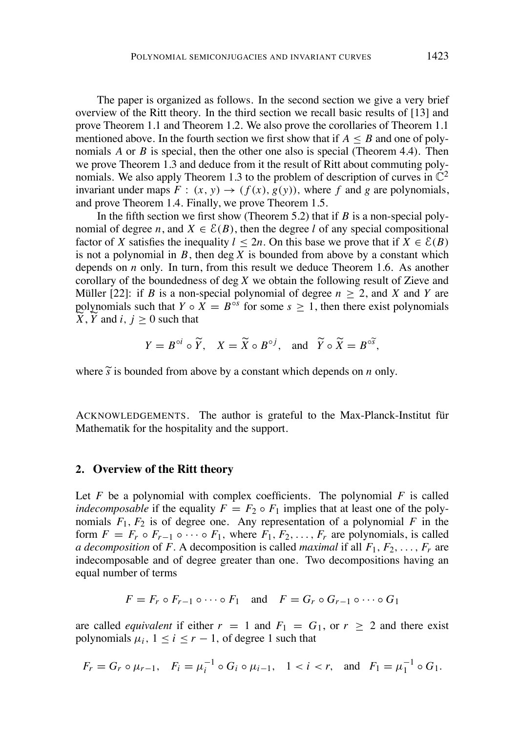The paper is organized as follows. In the second section we give a very brief overview of the Ritt theory. In the third section we recall basic results of [13] and prove Theorem 1.1 and Theorem 1.2. We also prove the corollaries of Theorem 1.1 mentioned above. In the fourth section we first show that if $A \leq B$ and one of polynomials $A$ or $B$ is special, then the other one also is special (Theorem 4.4). Then we prove Theorem 1.3 and deduce from it the result of Ritt about commuting polynomials. We also apply Theorem 1.3 to the problem of description of curves in $\mathbb{C}^2$ invariant under maps $F : (x, y) \to (f(x), g(y))$, where $f$ and $g$ are polynomials, and prove Theorem 1.4. Finally, we prove Theorem 1.5.

In the fifth section we first show (Theorem 5.2) that if $B$ is a non-special polynomial of degree $n$, and $X \in \mathcal{E}(B)$, then the degree $l$ of any special compositional factor of $X$ satisfies the inequality $l \leq 2n$. On this base we prove that if $X \in \mathcal{E}(B)$ is not a polynomial in $B$, then $\deg X$ is bounded from above by a constant which depends on $n$ only. In turn, from this result we deduce Theorem 1.6. As another corollary of the boundedness of $\deg X$ we obtain the following result of Zieve and Müller [22]: if $B$ is a non-special polynomial of degree $n \geq 2$, and $X$ and $Y$ are polynomials such that $Y \circ X = B^{\circ s}$ for some $s \geq 1$, then there exist polynomials $\widetilde{X}, \widetilde{Y}$ and $i, j \geq 0$ such that

$$Y = B^{\circ i} \circ \widetilde{Y}, \quad X = \widetilde{X} \circ B^{\circ j}, \quad \text{and} \quad \widetilde{Y} \circ \widetilde{X} = B^{\circ \widetilde{s}},$$

where $\widetilde{s}$ is bounded from above by a constant which depends on $n$ only.

Acknowledgements. The author is grateful to the Max-Planck-Institut für Mathematik for the hospitality and the support.

## 2. Overview of the Ritt theory

Let $F$ be a polynomial with complex coefficients. The polynomial $F$ is called *indecomposable* if the equality $F = F_2 \circ F_1$ implies that at least one of the polynomials $F_1, F_2$ is of degree one. Any representation of a polynomial $F$ in the form $F = F_r \circ F_{r-1} \circ \cdots \circ F_1$, where $F_1, F_2, \ldots, F_r$ are polynomials, is called *a decomposition* of $F$. A decomposition is called *maximal* if all $F_1, F_2, \ldots, F_r$ are indecomposable and of degree greater than one. Two decompositions having an equal number of terms

$$F = F_r \circ F_{r-1} \circ \cdots \circ F_1 \quad \text{and} \quad F = G_r \circ G_{r-1} \circ \cdots \circ G_1$$

are called *equivalent* if either $r = 1$ and $F_1 = G_1$, or $r \geq 2$ and there exist polynomials $\mu_i$, $1 \leq i \leq r-1$, of degree 1 such that

$$F_r = G_r \circ \mu_{r-1}, \quad F_i = \mu_i^{-1} \circ G_i \circ \mu_{i-1}, \quad 1 < i < r, \quad \text{and} \quad F_1 = \mu_1^{-1} \circ G_1.$$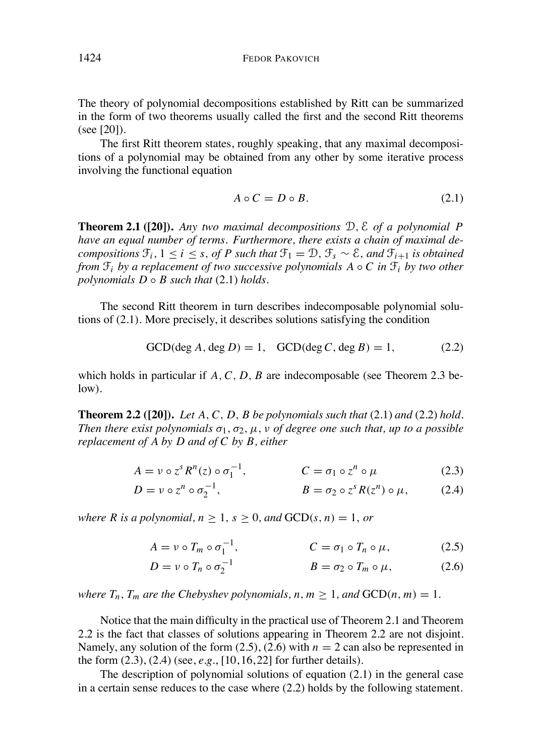The theory of polynomial decompositions established by Ritt can be summarized in the form of two theorems usually called the first and the second Ritt theorems (see [20]).

The first Ritt theorem states, roughly speaking, that any maximal decompositions of a polynomial may be obtained from any other by some iterative process involving the functional equation

$$A \circ C = D \circ B. \tag{2.1}$$

**Theorem 2.1 ([20]).** *Any two maximal decompositions $\mathcal{D}$, $\mathcal{E}$ of a polynomial $P$ have an equal number of terms. Furthermore, there exists a chain of maximal decompositions $\mathcal{F}_i$, $1 \leq i \leq s$, of $P$ such that $\mathcal{F}_1 = \mathcal{D}$, $\mathcal{F}_s \sim \mathcal{E}$, and $\mathcal{F}_{i+1}$ is obtained from $\mathcal{F}_i$ by a replacement of two successive polynomials $A \circ C$ in $\mathcal{F}_i$ by two other polynomials $D \circ B$ such that* (2.1) *holds.*

The second Ritt theorem in turn describes indecomposable polynomial solutions of (2.1). More precisely, it describes solutions satisfying the condition

$$\mathrm{GCD}(\deg A, \deg D) = 1, \quad \mathrm{GCD}(\deg C, \deg B) = 1, \tag{2.2}$$

which holds in particular if $A, C, D, B$ are indecomposable (see Theorem 2.3 below).

**Theorem 2.2 ([20]).** *Let $A, C, D, B$ be polynomials such that* (2.1) *and* (2.2) *hold. Then there exist polynomials $\sigma_1, \sigma_2, \mu, \nu$ of degree one such that, up to a possible replacement of $A$ by $D$ and of $C$ by $B$, either*

$$A = \nu \circ z^s R^n(z) \circ \sigma_1^{-1}, \qquad C = \sigma_1 \circ z^n \circ \mu \tag{2.3}$$

$$D = \nu \circ z^n \circ \sigma_2^{-1}, \qquad B = \sigma_2 \circ z^s R(z^n) \circ \mu, \tag{2.4}$$

*where $R$ is a polynomial, $n \geq 1$, $s \geq 0$, and $\mathrm{GCD}(s, n) = 1$, or*

$$A = \nu \circ T_m \circ \sigma_1^{-1}, \qquad C = \sigma_1 \circ T_n \circ \mu, \tag{2.5}$$

$$D = \nu \circ T_n \circ \sigma_2^{-1} \qquad B = \sigma_2 \circ T_m \circ \mu, \tag{2.6}$$

*where $T_n, T_m$ are the Chebyshev polynomials, $n, m \geq 1$, and $\mathrm{GCD}(n, m) = 1$.*

Notice that the main difficulty in the practical use of Theorem 2.1 and Theorem 2.2 is the fact that classes of solutions appearing in Theorem 2.2 are not disjoint. Namely, any solution of the form (2.5), (2.6) with $n = 2$ can also be represented in the form (2.3), (2.4) (see, *e.g.*, [10, 16, 22] for further details).

The description of polynomial solutions of equation (2.1) in the general case in a certain sense reduces to the case where (2.2) holds by the following statement.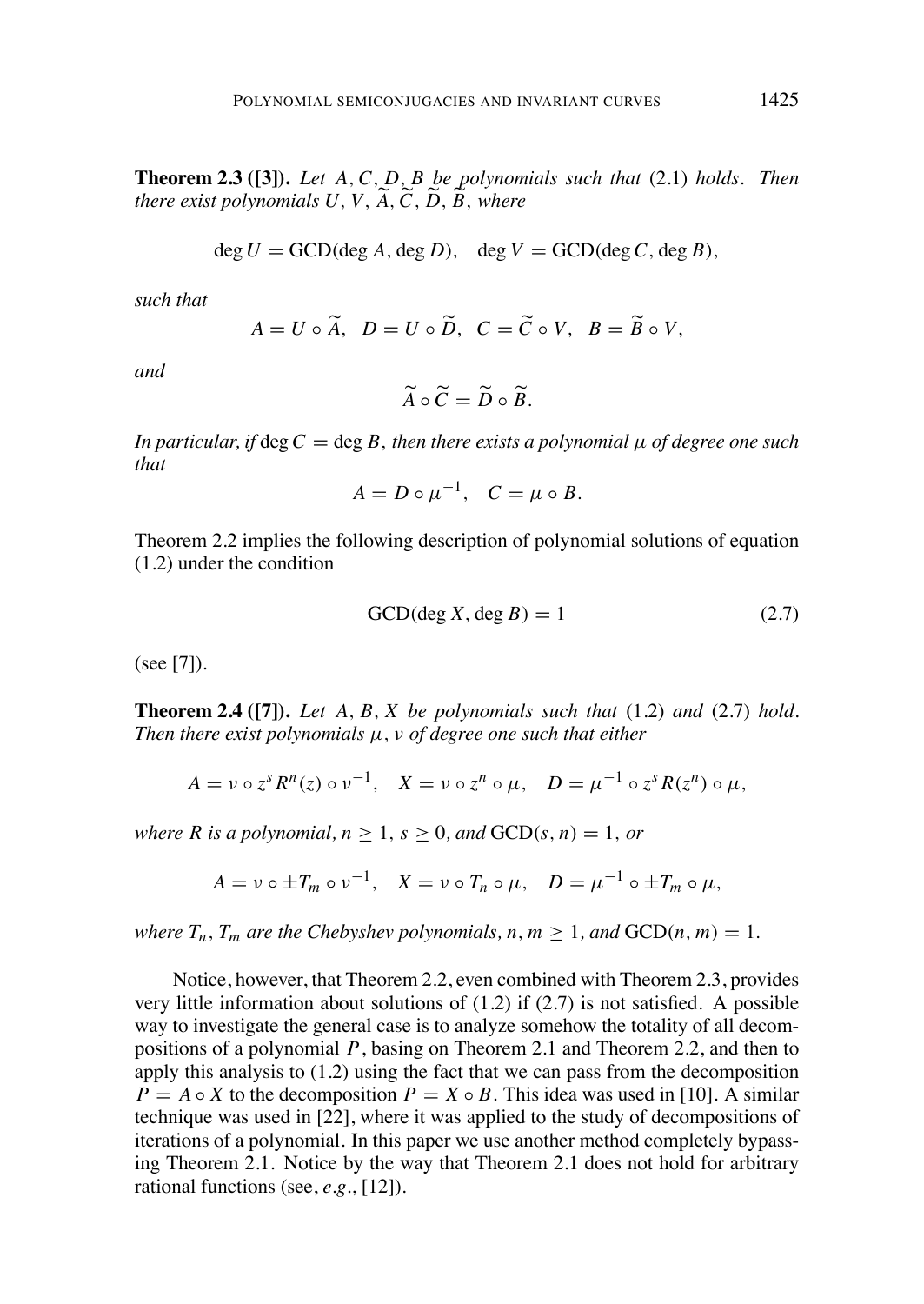**Theorem 2.3 ([3]).** *Let $A, C, D, B$ be polynomials such that* (2.1) *holds. Then there exist polynomials $U, V, \widetilde{A}, \widetilde{C}, \widetilde{D}, \widetilde{B}$, where*

$$\deg U = \mathrm{GCD}(\deg A, \deg D), \quad \deg V = \mathrm{GCD}(\deg C, \deg B),$$

*such that*

$$A = U \circ \widetilde{A}, \quad D = U \circ \widetilde{D}, \quad C = \widetilde{C} \circ V, \quad B = \widetilde{B} \circ V,$$

*and*

$$\widetilde{A} \circ \widetilde{C} = \widetilde{D} \circ \widetilde{B}.$$

*In particular, if* $\deg C = \deg B$, *then there exists a polynomial $\mu$ of degree one such that*

$$A = D \circ \mu^{-1}, \quad C = \mu \circ B.$$

Theorem 2.2 implies the following description of polynomial solutions of equation (1.2) under the condition

$$\mathrm{GCD}(\deg X, \deg B) = 1 \tag{2.7}$$

(see [7]).

**Theorem 2.4 ([7]).** *Let $A, B, X$ be polynomials such that* (1.2) *and* (2.7) *hold. Then there exist polynomials $\mu, \nu$ of degree one such that either*

$$A = \nu \circ z^s R^n(z) \circ \nu^{-1}, \quad X = \nu \circ z^n \circ \mu, \quad D = \mu^{-1} \circ z^s R(z^n) \circ \mu,$$

*where $R$ is a polynomial, $n \geq 1$, $s \geq 0$, and* $\mathrm{GCD}(s, n) = 1$, *or*

$$A = \nu \circ \pm T_m \circ \nu^{-1}, \quad X = \nu \circ T_n \circ \mu, \quad D = \mu^{-1} \circ \pm T_m \circ \mu,$$

*where $T_n, T_m$ are the Chebyshev polynomials, $n, m \geq 1$, and* $\mathrm{GCD}(n, m) = 1$.

Notice, however, that Theorem 2.2, even combined with Theorem 2.3, provides very little information about solutions of (1.2) if (2.7) is not satisfied. A possible way to investigate the general case is to analyze somehow the totality of all decompositions of a polynomial $P$, basing on Theorem 2.1 and Theorem 2.2, and then to apply this analysis to (1.2) using the fact that we can pass from the decomposition $P = A \circ X$ to the decomposition $P = X \circ B$. This idea was used in [10]. A similar technique was used in [22], where it was applied to the study of decompositions of iterations of a polynomial. In this paper we use another method completely bypassing Theorem 2.1. Notice by the way that Theorem 2.1 does not hold for arbitrary rational functions (see, *e.g.*, [12]).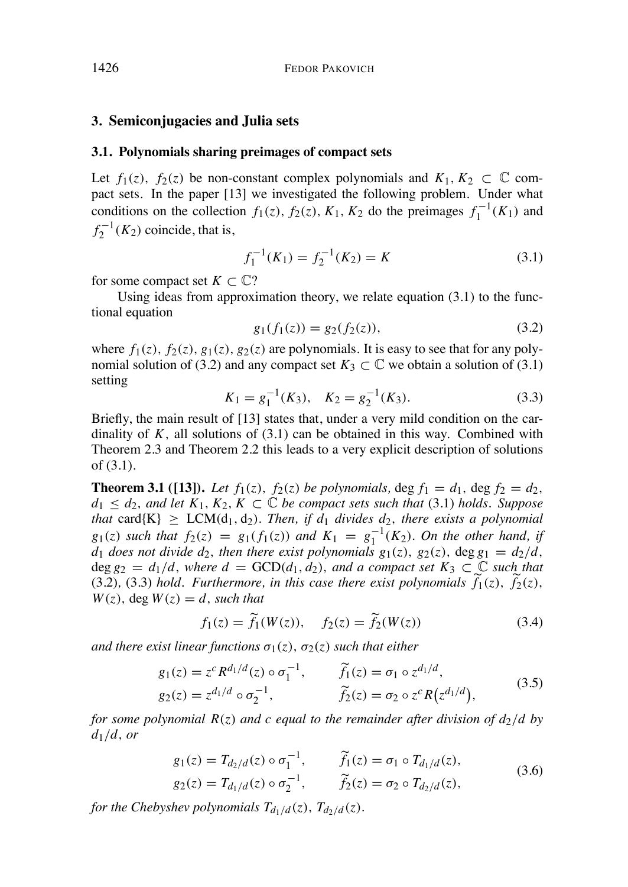## 3. Semiconjugacies and Julia sets

### 3.1. Polynomials sharing preimages of compact sets

Let $f_1(z)$, $f_2(z)$ be non-constant complex polynomials and $K_1, K_2 \subset \mathbb{C}$ compact sets. In the paper [13] we investigated the following problem. Under what conditions on the collection $f_1(z)$, $f_2(z)$, $K_1$, $K_2$ do the preimages $f_1^{-1}(K_1)$ and $f_2^{-1}(K_2)$ coincide, that is,

$$f_1^{-1}(K_1) = f_2^{-1}(K_2) = K \tag{3.1}$$

for some compact set $K \subset \mathbb{C}$?

Using ideas from approximation theory, we relate equation (3.1) to the functional equation

$$g_1(f_1(z)) = g_2(f_2(z)), \tag{3.2}$$

where $f_1(z)$, $f_2(z)$, $g_1(z)$, $g_2(z)$ are polynomials. It is easy to see that for any polynomial solution of (3.2) and any compact set $K_3 \subset \mathbb{C}$ we obtain a solution of (3.1) setting

$$K_1 = g_1^{-1}(K_3), \quad K_2 = g_2^{-1}(K_3). \tag{3.3}$$

Briefly, the main result of [13] states that, under a very mild condition on the cardinality of $K$, all solutions of (3.1) can be obtained in this way. Combined with Theorem 2.3 and Theorem 2.2 this leads to a very explicit description of solutions of (3.1).

**Theorem 3.1 ([13]).** *Let $f_1(z)$, $f_2(z)$ be polynomials, $\deg f_1 = d_1$, $\deg f_2 = d_2$, $d_1 \leq d_2$, and let $K_1, K_2, K \subset \mathbb{C}$ be compact sets such that* (3.1) *holds. Suppose that* $\text{card}\{K\} \geq \text{LCM}(d_1, d_2)$. *Then, if $d_1$ divides $d_2$, there exists a polynomial $g_1(z)$ such that $f_2(z) = g_1(f_1(z))$ and $K_1 = g_1^{-1}(K_2)$. On the other hand, if $d_1$ does not divide $d_2$, then there exist polynomials $g_1(z)$, $g_2(z)$, $\deg g_1 = d_2/d$, $\deg g_2 = d_1/d$, where $d = \text{GCD}(d_1, d_2)$, and a compact set $K_3 \subset \mathbb{C}$ such that* (3.2), (3.3) *hold. Furthermore, in this case there exist polynomials $\widetilde{f}_1(z)$, $\widetilde{f}_2(z)$, $W(z)$, $\deg W(z) = d$, such that*

$$f_1(z) = \widetilde{f}_1(W(z)), \quad f_2(z) = \widetilde{f}_2(W(z)) \tag{3.4}$$

*and there exist linear functions $\sigma_1(z)$, $\sigma_2(z)$ such that either*

$$\begin{aligned} g_1(z) &= z^c R^{d_1/d}(z) \circ \sigma_1^{-1}, & \widetilde{f}_1(z) &= \sigma_1 \circ z^{d_1/d}, \\ g_2(z) &= z^{d_1/d} \circ \sigma_2^{-1}, & \widetilde{f}_2(z) &= \sigma_2 \circ z^c R\big(z^{d_1/d}\big), \end{aligned} \tag{3.5}$$

*for some polynomial $R(z)$ and $c$ equal to the remainder after division of $d_2/d$ by $d_1/d$, or*

$$\begin{aligned} g_1(z) &= T_{d_2/d}(z) \circ \sigma_1^{-1}, & \widetilde{f}_1(z) &= \sigma_1 \circ T_{d_1/d}(z), \\ g_2(z) &= T_{d_1/d}(z) \circ \sigma_2^{-1}, & \widetilde{f}_2(z) &= \sigma_2 \circ T_{d_2/d}(z), \end{aligned} \tag{3.6}$$

*for the Chebyshev polynomials $T_{d_1/d}(z)$, $T_{d_2/d}(z)$.*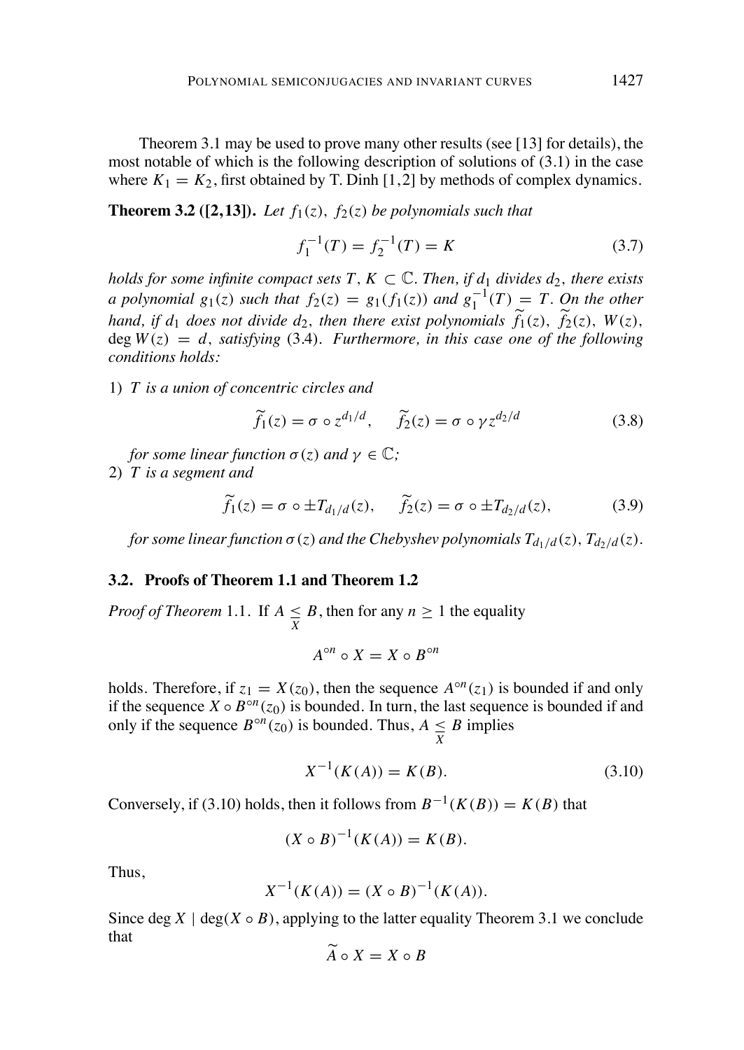Theorem 3.1 may be used to prove many other results (see [13] for details), the most notable of which is the following description of solutions of (3.1) in the case where $K_1 = K_2$, first obtained by T. Dinh [1,2] by methods of complex dynamics.

**Theorem 3.2 ([2,13]).** *Let $f_1(z)$, $f_2(z)$ be polynomials such that*

$$f_1^{-1}(T) = f_2^{-1}(T) = K \tag{3.7}$$

*holds for some infinite compact sets $T, K \subset \mathbb{C}$. Then, if $d_1$ divides $d_2$, there exists a polynomial $g_1(z)$ such that $f_2(z) = g_1(f_1(z))$ and $g_1^{-1}(T) = T$. On the other hand, if $d_1$ does not divide $d_2$, then there exist polynomials $\widetilde{f}_1(z)$, $\widetilde{f}_2(z)$, $W(z)$, $\deg W(z) = d$, satisfying* (3.4)*. Furthermore, in this case one of the following conditions holds:*

1) *$T$ is a union of concentric circles and*

$$\widetilde{f}_1(z) = \sigma \circ z^{d_1/d}, \qquad \widetilde{f}_2(z) = \sigma \circ \gamma z^{d_2/d} \tag{3.8}$$

*for some linear function $\sigma(z)$ and $\gamma \in \mathbb{C}$;*

2) *$T$ is a segment and*

$$\widetilde{f}_1(z) = \sigma \circ \pm T_{d_1/d}(z), \qquad \widetilde{f}_2(z) = \sigma \circ \pm T_{d_2/d}(z), \tag{3.9}$$

*for some linear function $\sigma(z)$ and the Chebyshev polynomials $T_{d_1/d}(z)$, $T_{d_2/d}(z)$.*

### 3.2. Proofs of Theorem 1.1 and Theorem 1.2

*Proof of Theorem* 1.1. If $A \underset{X}{\leq} B$, then for any $n \geq 1$ the equality

$$A^{\circ n} \circ X = X \circ B^{\circ n}$$

holds. Therefore, if $z_1 = X(z_0)$, then the sequence $A^{\circ n}(z_1)$ is bounded if and only if the sequence $X \circ B^{\circ n}(z_0)$ is bounded. In turn, the last sequence is bounded if and only if the sequence $B^{\circ n}(z_0)$ is bounded. Thus, $A \underset{X}{\leq} B$ implies

$$X^{-1}(K(A)) = K(B). \tag{3.10}$$

Conversely, if (3.10) holds, then it follows from $B^{-1}(K(B)) = K(B)$ that

$$(X \circ B)^{-1}(K(A)) = K(B).$$

Thus,

$$X^{-1}(K(A)) = (X \circ B)^{-1}(K(A)).$$

Since $\deg X \mid \deg(X \circ B)$, applying to the latter equality Theorem 3.1 we conclude that

$$\widetilde{A} \circ X = X \circ B$$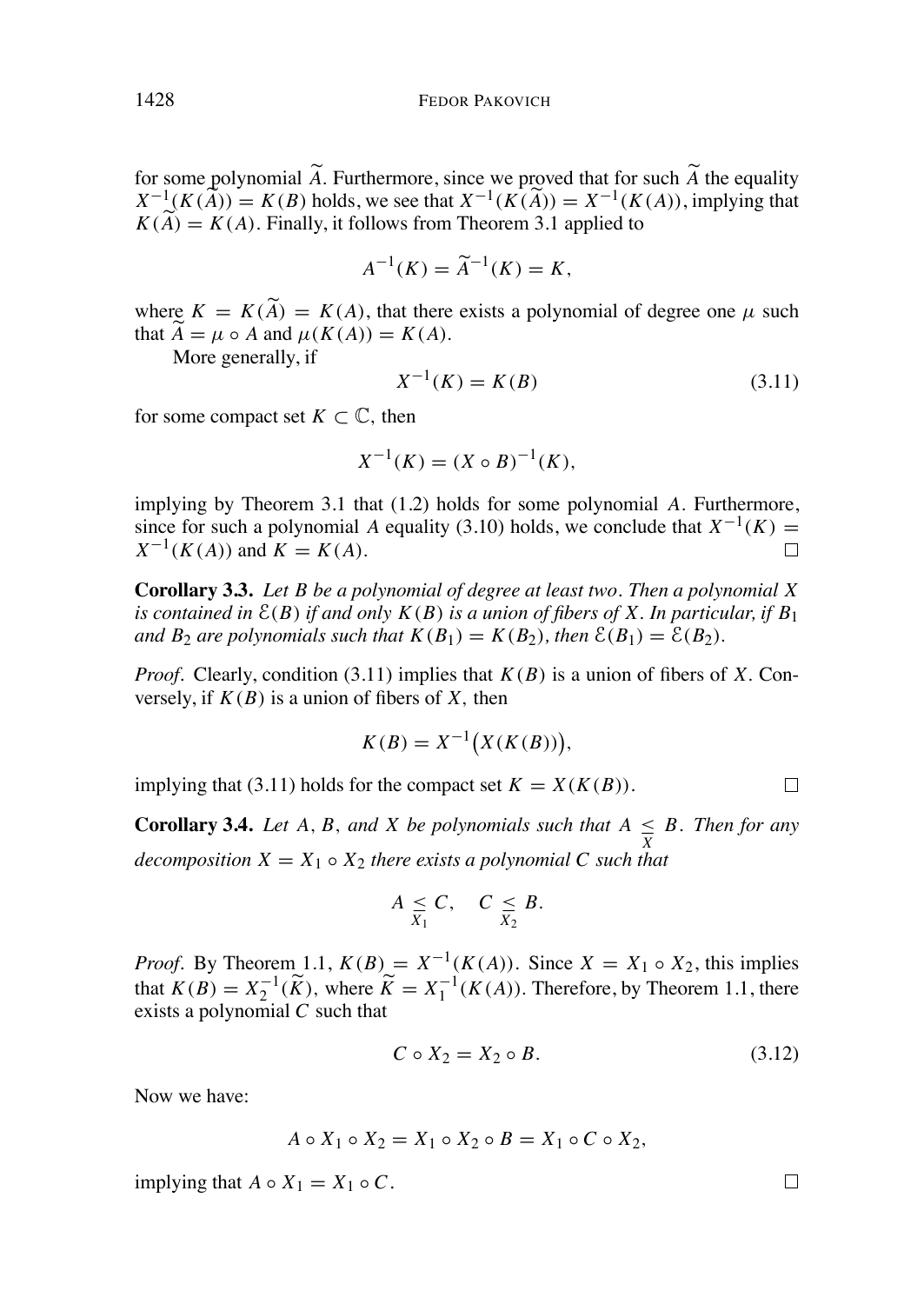for some polynomial $\widetilde{A}$. Furthermore, since we proved that for such $\widetilde{A}$ the equality $X^{-1}(K(\widetilde{A})) = K(B)$ holds, we see that $X^{-1}(K(\widetilde{A})) = X^{-1}(K(A))$, implying that $K(\widetilde{A}) = K(A)$. Finally, it follows from Theorem 3.1 applied to

$$A^{-1}(K) = \widetilde{A}^{-1}(K) = K,$$

where $K = K(\widetilde{A}) = K(A)$, that there exists a polynomial of degree one $\mu$ such that $\widetilde{A} = \mu \circ A$ and $\mu(K(A)) = K(A)$.

More generally, if

$$X^{-1}(K) = K(B) \tag{3.11}$$

for some compact set $K \subset \mathbb{C}$, then

$$X^{-1}(K) = (X \circ B)^{-1}(K),$$

implying by Theorem 3.1 that (1.2) holds for some polynomial $A$. Furthermore, since for such a polynomial $A$ equality (3.10) holds, we conclude that $X^{-1}(K) = X^{-1}(K(A))$ and $K = K(A)$. $\square$

**Corollary 3.3.** *Let $B$ be a polynomial of degree at least two. Then a polynomial $X$ is contained in $\mathcal{E}(B)$ if and only $K(B)$ is a union of fibers of $X$. In particular, if $B_1$ and $B_2$ are polynomials such that $K(B_1) = K(B_2)$, then $\mathcal{E}(B_1) = \mathcal{E}(B_2)$.*

*Proof.* Clearly, condition (3.11) implies that $K(B)$ is a union of fibers of $X$. Conversely, if $K(B)$ is a union of fibers of $X$, then

$$K(B) = X^{-1}\big(X(K(B))\big),$$

implying that (3.11) holds for the compact set $K = X(K(B))$. $\square$

**Corollary 3.4.** *Let $A$, $B$, and $X$ be polynomials such that $A \underset{X}{\leq} B$. Then for any decomposition $X = X_1 \circ X_2$ there exists a polynomial $C$ such that*

$$A \underset{X_1}{\leq} C, \quad C \underset{X_2}{\leq} B.$$

*Proof.* By Theorem 1.1, $K(B) = X^{-1}(K(A))$. Since $X = X_1 \circ X_2$, this implies that $K(B) = X_2^{-1}(\widetilde{K})$, where $\widetilde{K} = X_1^{-1}(K(A))$. Therefore, by Theorem 1.1, there exists a polynomial $C$ such that

$$C \circ X_2 = X_2 \circ B. \tag{3.12}$$

Now we have:

$$A \circ X_1 \circ X_2 = X_1 \circ X_2 \circ B = X_1 \circ C \circ X_2,$$

implying that $A \circ X_1 = X_1 \circ C$. $\square$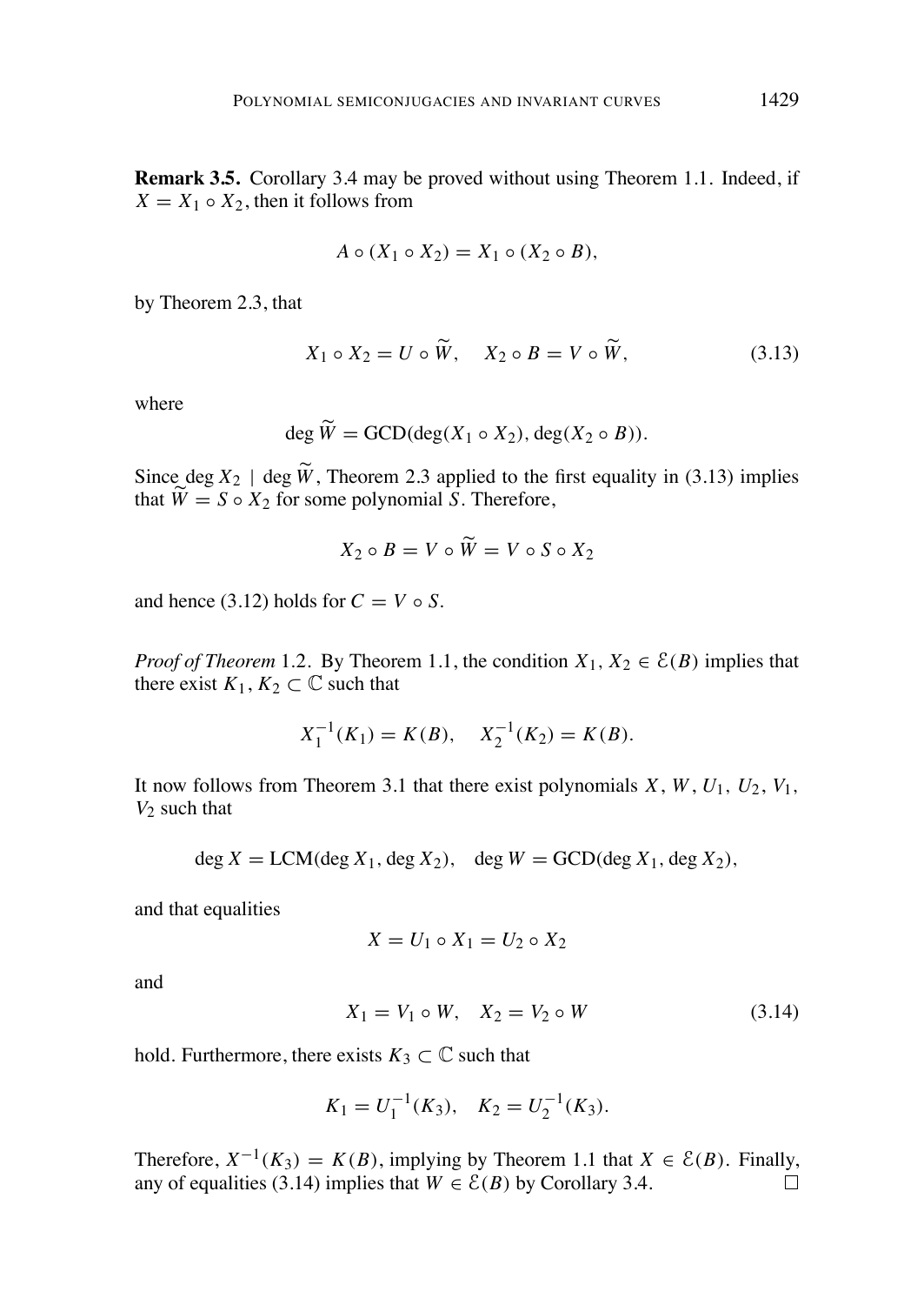**Remark 3.5.** Corollary 3.4 may be proved without using Theorem 1.1. Indeed, if $X = X_1 \circ X_2$, then it follows from

$$A \circ (X_1 \circ X_2) = X_1 \circ (X_2 \circ B),$$

by Theorem 2.3, that

$$X_1 \circ X_2 = U \circ \widetilde{W}, \quad X_2 \circ B = V \circ \widetilde{W}, \tag{3.13}$$

where

$$\deg \widetilde{W} = \mathrm{GCD}(\deg(X_1 \circ X_2), \deg(X_2 \circ B)).$$

Since $\deg X_2 \mid \deg \widetilde{W}$, Theorem 2.3 applied to the first equality in (3.13) implies that $\widetilde{W} = S \circ X_2$ for some polynomial $S$. Therefore,

$$X_2 \circ B = V \circ \widetilde{W} = V \circ S \circ X_2$$

and hence (3.12) holds for $C = V \circ S$.

*Proof of Theorem* 1.2. By Theorem 1.1, the condition $X_1, X_2 \in \mathcal{E}(B)$ implies that there exist $K_1, K_2 \subset \mathbb{C}$ such that

$$X_1^{-1}(K_1) = K(B), \quad X_2^{-1}(K_2) = K(B).$$

It now follows from Theorem 3.1 that there exist polynomials $X$, $W$, $U_1$, $U_2$, $V_1$, $V_2$ such that

$$\deg X = \mathrm{LCM}(\deg X_1, \deg X_2), \quad \deg W = \mathrm{GCD}(\deg X_1, \deg X_2),$$

and that equalities

$$X = U_1 \circ X_1 = U_2 \circ X_2$$

and

$$X_1 = V_1 \circ W, \quad X_2 = V_2 \circ W \tag{3.14}$$

hold. Furthermore, there exists $K_3 \subset \mathbb{C}$ such that

$$K_1 = U_1^{-1}(K_3), \quad K_2 = U_2^{-1}(K_3).$$

Therefore, $X^{-1}(K_3) = K(B)$, implying by Theorem 1.1 that $X \in \mathcal{E}(B)$. Finally, any of equalities (3.14) implies that $W \in \mathcal{E}(B)$ by Corollary 3.4. □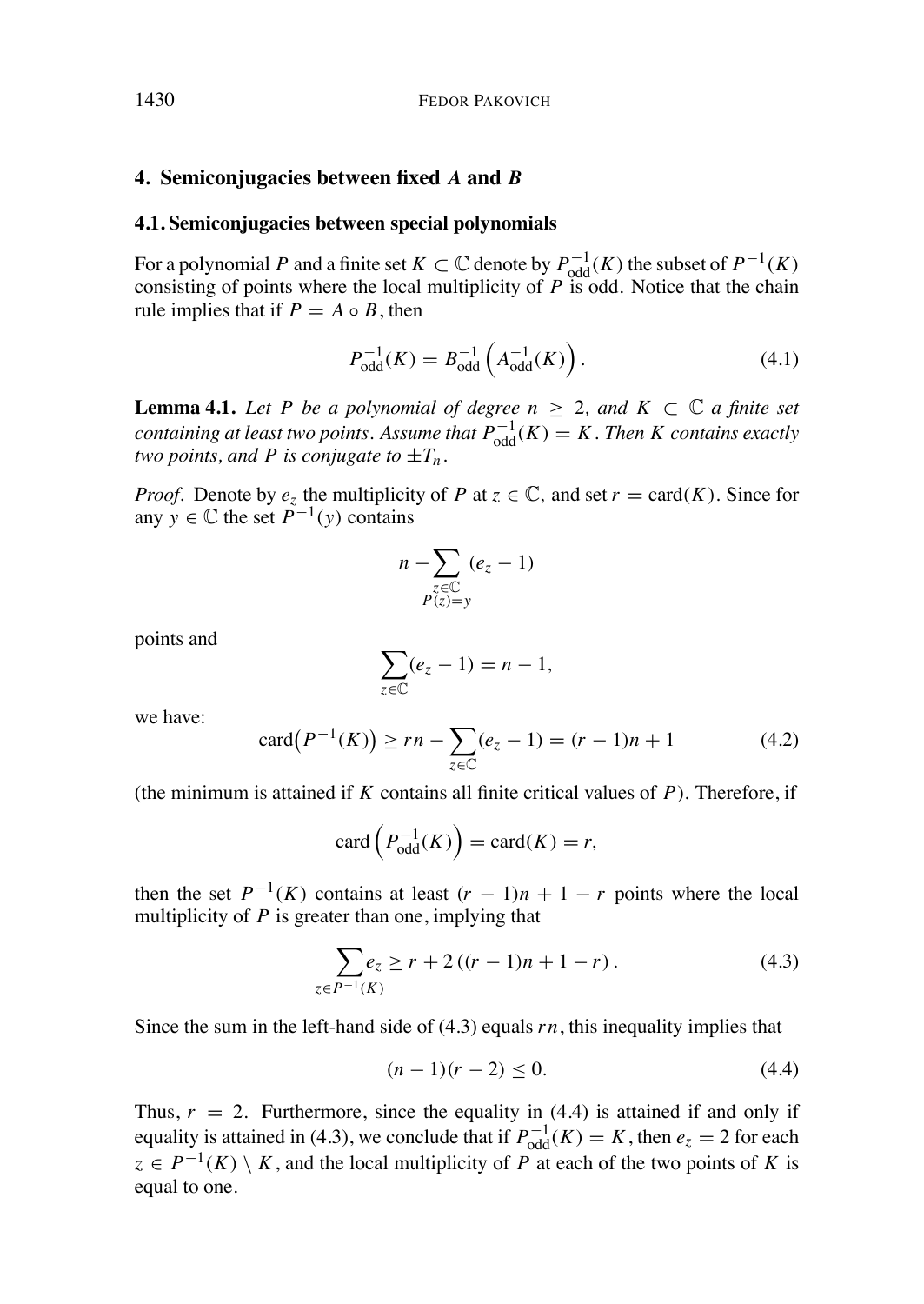## 4. Semiconjugacies between fixed *A* and *B*

### 4.1. Semiconjugacies between special polynomials

For a polynomial $P$ and a finite set $K \subset \mathbb{C}$ denote by $P^{-1}_{\text{odd}}(K)$ the subset of $P^{-1}(K)$ consisting of points where the local multiplicity of $P$ is odd. Notice that the chain rule implies that if $P = A \circ B$, then

$$P^{-1}_{\text{odd}}(K) = B^{-1}_{\text{odd}}\left(A^{-1}_{\text{odd}}(K)\right). \tag{4.1}$$

**Lemma 4.1.** *Let $P$ be a polynomial of degree $n \geq 2$, and $K \subset \mathbb{C}$ a finite set containing at least two points. Assume that $P^{-1}_{\text{odd}}(K) = K$. Then $K$ contains exactly two points, and $P$ is conjugate to $\pm T_n$.*

*Proof.* Denote by $e_z$ the multiplicity of $P$ at $z \in \mathbb{C}$, and set $r = \text{card}(K)$. Since for any $y \in \mathbb{C}$ the set $P^{-1}(y)$ contains

$$n - \sum_{\substack{z \in \mathbb{C} \\ P(z)=y}} (e_z - 1)$$

points and

$$\sum_{z \in \mathbb{C}} (e_z - 1) = n - 1,$$

we have:

$$\text{card}\big(P^{-1}(K)\big) \geq rn - \sum_{z \in \mathbb{C}} (e_z - 1) = (r-1)n + 1 \tag{4.2}$$

(the minimum is attained if $K$ contains all finite critical values of $P$). Therefore, if

$$\text{card}\left(P^{-1}_{\text{odd}}(K)\right) = \text{card}(K) = r,$$

then the set $P^{-1}(K)$ contains at least $(r-1)n + 1 - r$ points where the local multiplicity of $P$ is greater than one, implying that

$$\sum_{z \in P^{-1}(K)} e_z \geq r + 2\left((r-1)n + 1 - r\right). \tag{4.3}$$

Since the sum in the left-hand side of (4.3) equals $rn$, this inequality implies that

$$(n-1)(r-2) \leq 0. \tag{4.4}$$

Thus, $r = 2$. Furthermore, since the equality in (4.4) is attained if and only if equality is attained in (4.3), we conclude that if $P^{-1}_{\text{odd}}(K) = K$, then $e_z = 2$ for each $z \in P^{-1}(K) \setminus K$, and the local multiplicity of $P$ at each of the two points of $K$ is equal to one.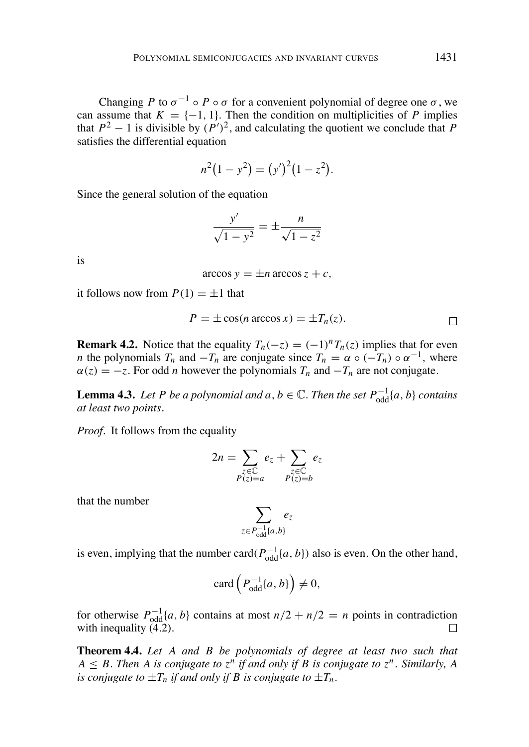Changing $P$ to $\sigma^{-1} \circ P \circ \sigma$ for a convenient polynomial of degree one $\sigma$, we can assume that $K = \{-1, 1\}$. Then the condition on multiplicities of $P$ implies that $P^2 - 1$ is divisible by $(P')^2$, and calculating the quotient we conclude that $P$ satisfies the differential equation

$$n^2\big(1 - y^2\big) = \big(y'\big)^2\big(1 - z^2\big).$$

Since the general solution of the equation

$$\frac{y'}{\sqrt{1 - y^2}} = \pm\frac{n}{\sqrt{1 - z^2}}$$

is

$$\arccos y = \pm n \arccos z + c,$$

it follows now from $P(1) = \pm 1$ that

$$P = \pm \cos(n \arccos x) = \pm T_n(z). \qquad \square$$

**Remark 4.2.** Notice that the equality $T_n(-z) = (-1)^n T_n(z)$ implies that for even $n$ the polynomials $T_n$ and $-T_n$ are conjugate since $T_n = \alpha \circ (-T_n) \circ \alpha^{-1}$, where $\alpha(z) = -z$. For odd $n$ however the polynomials $T_n$ and $-T_n$ are not conjugate.

**Lemma 4.3.** *Let $P$ be a polynomial and $a, b \in \mathbb{C}$. Then the set $P^{-1}_{\text{odd}}\{a, b\}$ contains at least two points.*

*Proof.* It follows from the equality

$$2n = \sum_{\substack{z \in \mathbb{C} \\ P(z)=a}} e_z + \sum_{\substack{z \in \mathbb{C} \\ P(z)=b}} e_z$$

that the number

$$\sum_{z \in P^{-1}_{\text{odd}}\{a,b\}} e_z$$

is even, implying that the number $\operatorname{card}(P^{-1}_{\text{odd}}\{a, b\})$ also is even. On the other hand,

$$\operatorname{card}\Big(P^{-1}_{\text{odd}}\{a, b\}\Big) \neq 0,$$

for otherwise $P^{-1}_{\text{odd}}\{a, b\}$ contains at most $n/2 + n/2 = n$ points in contradiction with inequality (4.2). $\square$

**Theorem 4.4.** *Let $A$ and $B$ be polynomials of degree at least two such that $A \leq B$. Then $A$ is conjugate to $z^n$ if and only if $B$ is conjugate to $z^n$. Similarly, $A$ is conjugate to $\pm T_n$ if and only if $B$ is conjugate to $\pm T_n$.*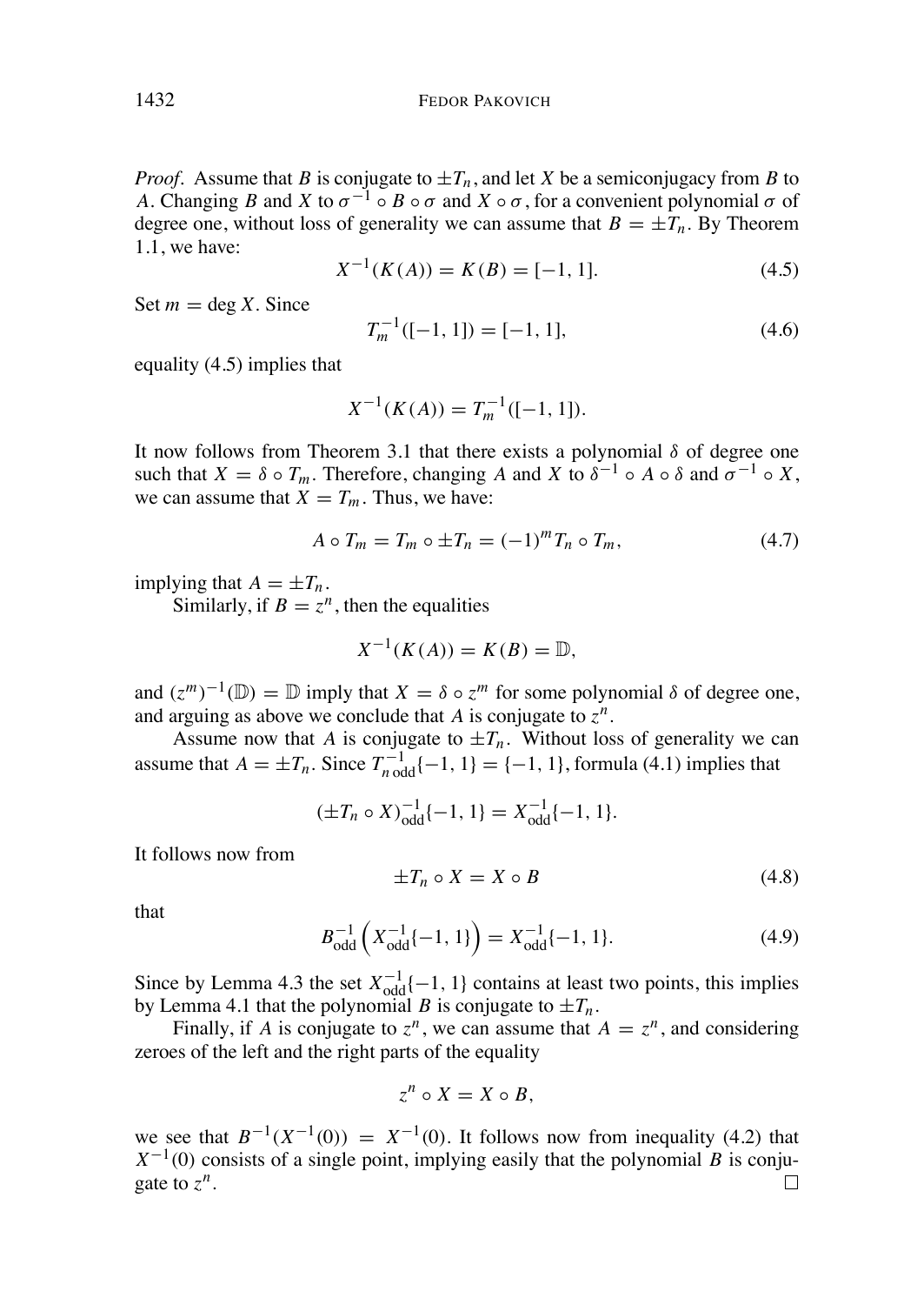*Proof.* Assume that $B$ is conjugate to $\pm T_n$, and let $X$ be a semiconjugacy from $B$ to $A$. Changing $B$ and $X$ to $\sigma^{-1} \circ B \circ \sigma$ and $X \circ \sigma$, for a convenient polynomial $\sigma$ of degree one, without loss of generality we can assume that $B = \pm T_n$. By Theorem 1.1, we have:

$$X^{-1}(K(A)) = K(B) = [-1, 1]. \tag{4.5}$$

Set $m = \deg X$. Since

$$T_m^{-1}([-1, 1]) = [-1, 1], \tag{4.6}$$

equality (4.5) implies that

$$X^{-1}(K(A)) = T_m^{-1}([-1, 1]).$$

It now follows from Theorem 3.1 that there exists a polynomial $\delta$ of degree one such that $X = \delta \circ T_m$. Therefore, changing $A$ and $X$ to $\delta^{-1} \circ A \circ \delta$ and $\sigma^{-1} \circ X$, we can assume that $X = T_m$. Thus, we have:

$$A \circ T_m = T_m \circ \pm T_n = (-1)^m T_n \circ T_m, \tag{4.7}$$

implying that $A = \pm T_n$.

Similarly, if $B = z^n$, then the equalities

$$X^{-1}(K(A)) = K(B) = \mathbb{D},$$

and $(z^m)^{-1}(\mathbb{D}) = \mathbb{D}$ imply that $X = \delta \circ z^m$ for some polynomial $\delta$ of degree one, and arguing as above we conclude that $A$ is conjugate to $z^n$.

Assume now that $A$ is conjugate to $\pm T_n$. Without loss of generality we can assume that $A = \pm T_n$. Since $T_{n\,\text{odd}}^{-1}\{-1, 1\} = \{-1, 1\}$, formula (4.1) implies that

$$(\pm T_n \circ X)_{\text{odd}}^{-1}\{-1, 1\} = X_{\text{odd}}^{-1}\{-1, 1\}.$$

It follows now from

$$\pm T_n \circ X = X \circ B \tag{4.8}$$

that

$$B_{\text{odd}}^{-1}\left(X_{\text{odd}}^{-1}\{-1, 1\}\right) = X_{\text{odd}}^{-1}\{-1, 1\}. \tag{4.9}$$

Since by Lemma 4.3 the set $X_{\text{odd}}^{-1}\{-1, 1\}$ contains at least two points, this implies by Lemma 4.1 that the polynomial $B$ is conjugate to $\pm T_n$.

Finally, if $A$ is conjugate to $z^n$, we can assume that $A = z^n$, and considering zeroes of the left and the right parts of the equality

$$z^n \circ X = X \circ B,$$

we see that $B^{-1}(X^{-1}(0)) = X^{-1}(0)$. It follows now from inequality (4.2) that $X^{-1}(0)$ consists of a single point, implying easily that the polynomial $B$ is conjugate to $z^n$. $\square$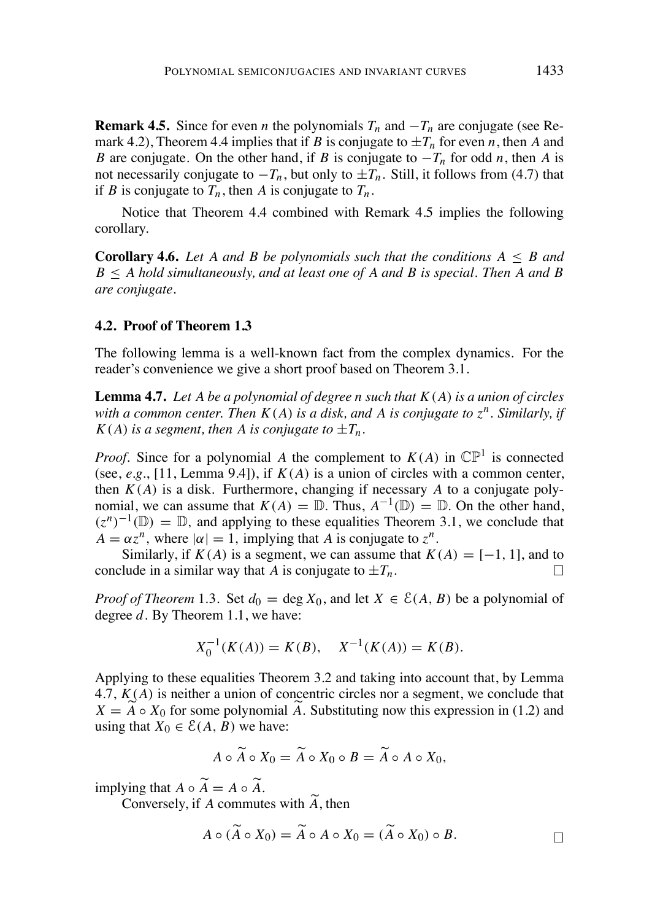**Remark 4.5.** Since for even $n$ the polynomials $T_n$ and $-T_n$ are conjugate (see Remark 4.2), Theorem 4.4 implies that if $B$ is conjugate to $\pm T_n$ for even $n$, then $A$ and $B$ are conjugate. On the other hand, if $B$ is conjugate to $-T_n$ for odd $n$, then $A$ is not necessarily conjugate to $-T_n$, but only to $\pm T_n$. Still, it follows from (4.7) that if $B$ is conjugate to $T_n$, then $A$ is conjugate to $T_n$.

Notice that Theorem 4.4 combined with Remark 4.5 implies the following corollary.

**Corollary 4.6.** *Let $A$ and $B$ be polynomials such that the conditions $A \leq B$ and $B \leq A$ hold simultaneously, and at least one of $A$ and $B$ is special. Then $A$ and $B$ are conjugate.*

### 4.2. Proof of Theorem 1.3

The following lemma is a well-known fact from the complex dynamics. For the reader's convenience we give a short proof based on Theorem 3.1.

**Lemma 4.7.** *Let $A$ be a polynomial of degree $n$ such that $K(A)$ is a union of circles with a common center. Then $K(A)$ is a disk, and $A$ is conjugate to $z^n$. Similarly, if $K(A)$ is a segment, then $A$ is conjugate to $\pm T_n$.*

*Proof.* Since for a polynomial $A$ the complement to $K(A)$ in $\mathbb{CP}^1$ is connected (see, *e.g.*, [11, Lemma 9.4]), if $K(A)$ is a union of circles with a common center, then $K(A)$ is a disk. Furthermore, changing if necessary $A$ to a conjugate polynomial, we can assume that $K(A) = \mathbb{D}$. Thus, $A^{-1}(\mathbb{D}) = \mathbb{D}$. On the other hand, $(z^n)^{-1}(\mathbb{D}) = \mathbb{D}$, and applying to these equalities Theorem 3.1, we conclude that $A = \alpha z^n$, where $|\alpha| = 1$, implying that $A$ is conjugate to $z^n$.

Similarly, if $K(A)$ is a segment, we can assume that $K(A) = [-1, 1]$, and to conclude in a similar way that $A$ is conjugate to $\pm T_n$. $\square$

*Proof of Theorem* 1.3. Set $d_0 = \deg X_0$, and let $X \in \mathcal{E}(A, B)$ be a polynomial of degree $d$. By Theorem 1.1, we have:

$$X_0^{-1}(K(A)) = K(B), \quad X^{-1}(K(A)) = K(B).$$

Applying to these equalities Theorem 3.2 and taking into account that, by Lemma 4.7, $K(A)$ is neither a union of concentric circles nor a segment, we conclude that $X = \widetilde{A} \circ X_0$ for some polynomial $\widetilde{A}$. Substituting now this expression in (1.2) and using that $X_0 \in \mathcal{E}(A, B)$ we have:

$$A \circ \widetilde{A} \circ X_0 = \widetilde{A} \circ X_0 \circ B = \widetilde{A} \circ A \circ X_0,$$

implying that $A \circ \widetilde{A} = A \circ \widetilde{A}$.

Conversely, if $A$ commutes with $\widetilde{A}$, then

$$A \circ (\widetilde{A} \circ X_0) = \widetilde{A} \circ A \circ X_0 = (\widetilde{A} \circ X_0) \circ B.$$

$\square$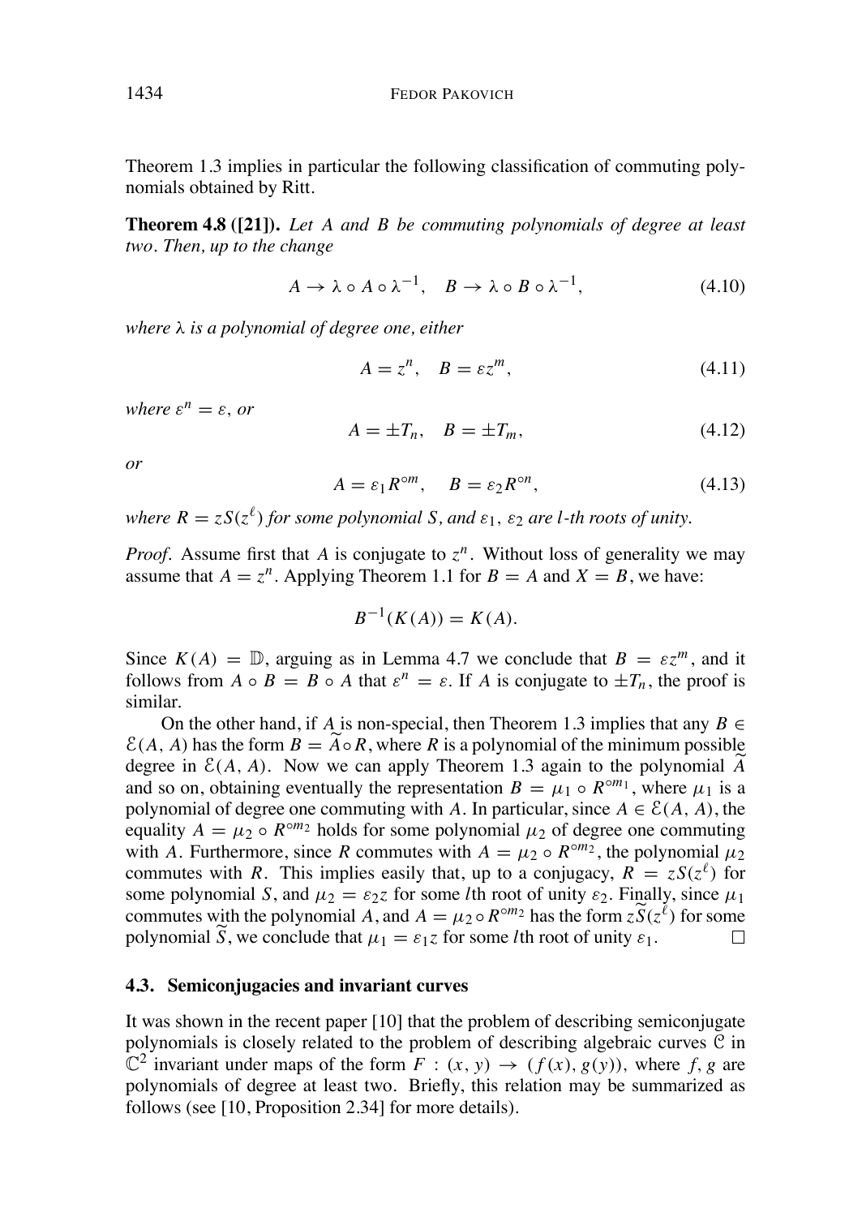Theorem 1.3 implies in particular the following classification of commuting polynomials obtained by Ritt.

**Theorem 4.8 ([21]).** *Let $A$ and $B$ be commuting polynomials of degree at least two. Then, up to the change*

$$A \to \lambda \circ A \circ \lambda^{-1}, \quad B \to \lambda \circ B \circ \lambda^{-1}, \tag{4.10}$$

*where $\lambda$ is a polynomial of degree one, either*

$$A = z^n, \quad B = \varepsilon z^m, \tag{4.11}$$

*where $\varepsilon^n = \varepsilon$, or*

$$A = \pm T_n, \quad B = \pm T_m, \tag{4.12}$$

*or*

$$A = \varepsilon_1 R^{\circ m}, \quad B = \varepsilon_2 R^{\circ n}, \tag{4.13}$$

*where $R = zS(z^\ell)$ for some polynomial $S$, and $\varepsilon_1$, $\varepsilon_2$ are $l$-th roots of unity.*

*Proof.* Assume first that $A$ is conjugate to $z^n$. Without loss of generality we may assume that $A = z^n$. Applying Theorem 1.1 for $B = A$ and $X = B$, we have:

$$B^{-1}(K(A)) = K(A).$$

Since $K(A) = \mathbb{D}$, arguing as in Lemma 4.7 we conclude that $B = \varepsilon z^m$, and it follows from $A \circ B = B \circ A$ that $\varepsilon^n = \varepsilon$. If $A$ is conjugate to $\pm T_n$, the proof is similar.

On the other hand, if $A$ is non-special, then Theorem 1.3 implies that any $B \in \mathcal{E}(A, A)$ has the form $B = \widetilde{A} \circ R$, where $R$ is a polynomial of the minimum possible degree in $\mathcal{E}(A, A)$. Now we can apply Theorem 1.3 again to the polynomial $\widetilde{A}$ and so on, obtaining eventually the representation $B = \mu_1 \circ R^{\circ m_1}$, where $\mu_1$ is a polynomial of degree one commuting with $A$. In particular, since $A \in \mathcal{E}(A, A)$, the equality $A = \mu_2 \circ R^{\circ m_2}$ holds for some polynomial $\mu_2$ of degree one commuting with $A$. Furthermore, since $R$ commutes with $A = \mu_2 \circ R^{\circ m_2}$, the polynomial $\mu_2$ commutes with $R$. This implies easily that, up to a conjugacy, $R = zS(z^\ell)$ for some polynomial $S$, and $\mu_2 = \varepsilon_2 z$ for some $l$th root of unity $\varepsilon_2$. Finally, since $\mu_1$ commutes with the polynomial $A$, and $A = \mu_2 \circ R^{\circ m_2}$ has the form $z\widetilde{S}(z^\ell)$ for some polynomial $\widetilde{S}$, we conclude that $\mu_1 = \varepsilon_1 z$ for some $l$th root of unity $\varepsilon_1$. □

### 4.3. Semiconjugacies and invariant curves

It was shown in the recent paper [10] that the problem of describing semiconjugate polynomials is closely related to the problem of describing algebraic curves $\mathcal{C}$ in $\mathbb{C}^2$ invariant under maps of the form $F : (x, y) \to (f(x), g(y))$, where $f, g$ are polynomials of degree at least two. Briefly, this relation may be summarized as follows (see [10, Proposition 2.34] for more details).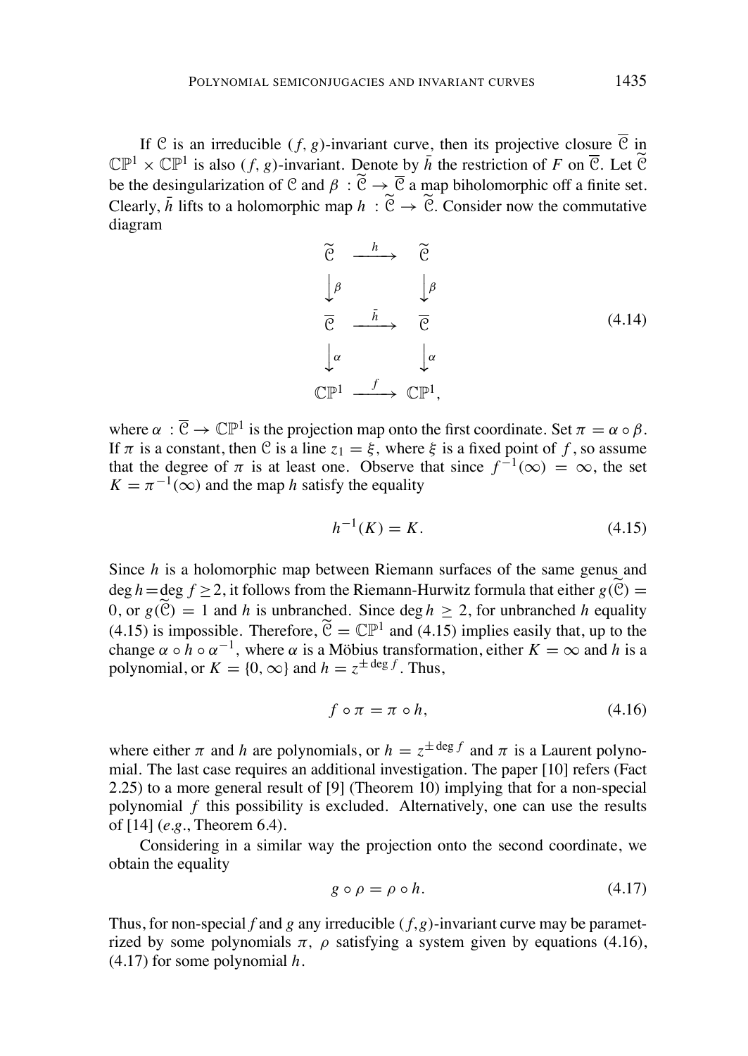If $\mathcal{C}$ is an irreducible $(f, g)$-invariant curve, then its projective closure $\overline{\mathcal{C}}$ in $\mathbb{CP}^1 \times \mathbb{CP}^1$ is also $(f, g)$-invariant. Denote by $\bar{h}$ the restriction of $F$ on $\overline{\mathcal{C}}$. Let $\widetilde{\mathcal{C}}$ be the desingularization of $\mathcal{C}$ and $\beta : \widetilde{\mathcal{C}} \to \overline{\mathcal{C}}$ a map biholomorphic off a finite set. Clearly, $\bar{h}$ lifts to a holomorphic map $h : \widetilde{\mathcal{C}} \to \widetilde{\mathcal{C}}$. Consider now the commutative diagram

$$
\begin{array}{ccc}
\widetilde{\mathcal{C}} & \xrightarrow{\;h\;} & \widetilde{\mathcal{C}} \\
\big\downarrow \beta & & \big\downarrow \beta \\
\overline{\mathcal{C}} & \xrightarrow{\;\bar{h}\;} & \overline{\mathcal{C}} \\
\big\downarrow \alpha & & \big\downarrow \alpha \\
\mathbb{CP}^1 & \xrightarrow{\;f\;} & \mathbb{CP}^1,
\end{array}
\tag{4.14}
$$

where $\alpha : \overline{\mathcal{C}} \to \mathbb{CP}^1$ is the projection map onto the first coordinate. Set $\pi = \alpha \circ \beta$. If $\pi$ is a constant, then $\mathcal{C}$ is a line $z_1 = \xi$, where $\xi$ is a fixed point of $f$, so assume that the degree of $\pi$ is at least one. Observe that since $f^{-1}(\infty) = \infty$, the set $K = \pi^{-1}(\infty)$ and the map $h$ satisfy the equality

$$h^{-1}(K) = K. \tag{4.15}$$

Since $h$ is a holomorphic map between Riemann surfaces of the same genus and $\deg h = \deg f \geq 2$, it follows from the Riemann-Hurwitz formula that either $g(\widetilde{\mathcal{C}}) = 0$, or $g(\widetilde{\mathcal{C}}) = 1$ and $h$ is unbranched. Since $\deg h \geq 2$, for unbranched $h$ equality (4.15) is impossible. Therefore, $\widetilde{\mathcal{C}} = \mathbb{CP}^1$ and (4.15) implies easily that, up to the change $\alpha \circ h \circ \alpha^{-1}$, where $\alpha$ is a Möbius transformation, either $K = \infty$ and $h$ is a polynomial, or $K = \{0, \infty\}$ and $h = z^{\pm \deg f}$. Thus,

$$f \circ \pi = \pi \circ h, \tag{4.16}$$

where either $\pi$ and $h$ are polynomials, or $h = z^{\pm \deg f}$ and $\pi$ is a Laurent polynomial. The last case requires an additional investigation. The paper [10] refers (Fact 2.25) to a more general result of [9] (Theorem 10) implying that for a non-special polynomial $f$ this possibility is excluded. Alternatively, one can use the results of [14] (*e.g.*, Theorem 6.4).

Considering in a similar way the projection onto the second coordinate, we obtain the equality

$$g \circ \rho = \rho \circ h. \tag{4.17}$$

Thus, for non-special $f$ and $g$ any irreducible $(f, g)$-invariant curve may be parametrized by some polynomials $\pi$, $\rho$ satisfying a system given by equations (4.16), (4.17) for some polynomial $h$.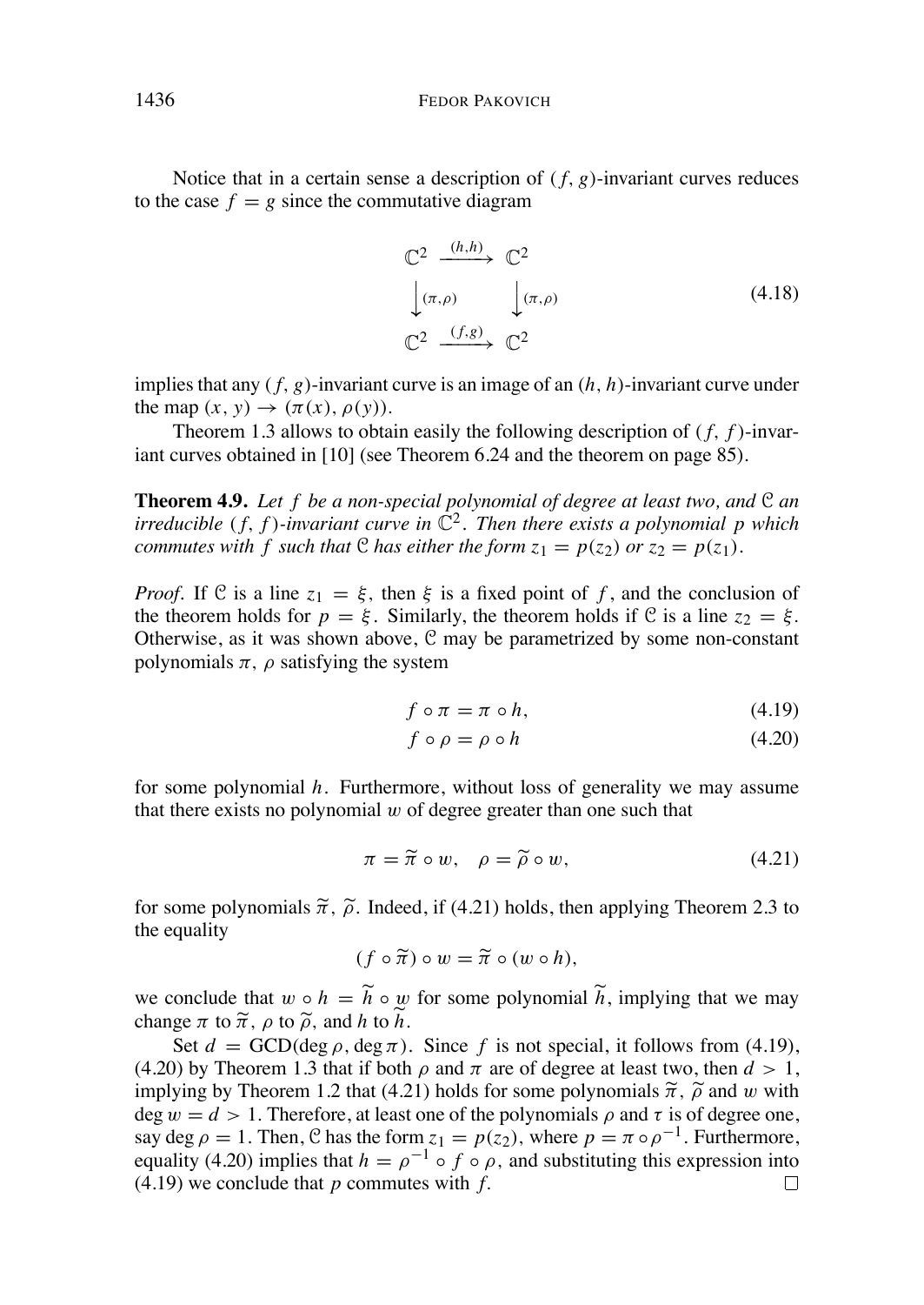Notice that in a certain sense a description of $(f, g)$-invariant curves reduces to the case $f = g$ since the commutative diagram

$$\begin{array}{ccc} \mathbb{C}^2 & \xrightarrow{(h,h)} & \mathbb{C}^2 \\ \Big\downarrow{\scriptstyle (\pi,\rho)} & & \Big\downarrow{\scriptstyle (\pi,\rho)} \\ \mathbb{C}^2 & \xrightarrow{(f,g)} & \mathbb{C}^2 \end{array} \tag{4.18}$$

implies that any $(f, g)$-invariant curve is an image of an $(h, h)$-invariant curve under the map $(x, y) \to (\pi(x), \rho(y))$.

Theorem 1.3 allows to obtain easily the following description of $(f, f)$-invariant curves obtained in [10] (see Theorem 6.24 and the theorem on page 85).

**Theorem 4.9.** *Let $f$ be a non-special polynomial of degree at least two, and $\mathcal{C}$ an irreducible $(f, f)$-invariant curve in $\mathbb{C}^2$. Then there exists a polynomial $p$ which commutes with $f$ such that $\mathcal{C}$ has either the form $z_1 = p(z_2)$ or $z_2 = p(z_1)$.*

*Proof.* If $\mathcal{C}$ is a line $z_1 = \xi$, then $\xi$ is a fixed point of $f$, and the conclusion of the theorem holds for $p = \xi$. Similarly, the theorem holds if $\mathcal{C}$ is a line $z_2 = \xi$. Otherwise, as it was shown above, $\mathcal{C}$ may be parametrized by some non-constant polynomials $\pi$, $\rho$ satisfying the system

$$f \circ \pi = \pi \circ h, \tag{4.19}$$

$$f \circ \rho = \rho \circ h \tag{4.20}$$

for some polynomial $h$. Furthermore, without loss of generality we may assume that there exists no polynomial $w$ of degree greater than one such that

$$\pi = \widetilde{\pi} \circ w, \quad \rho = \widetilde{\rho} \circ w, \tag{4.21}$$

for some polynomials $\widetilde{\pi}$, $\widetilde{\rho}$. Indeed, if (4.21) holds, then applying Theorem 2.3 to the equality

$$(f \circ \widetilde{\pi}) \circ w = \widetilde{\pi} \circ (w \circ h),$$

we conclude that $w \circ h = \widetilde{h} \circ w$ for some polynomial $\widetilde{h}$, implying that we may change $\pi$ to $\widetilde{\pi}$, $\rho$ to $\widetilde{\rho}$, and $h$ to $\widetilde{h}$.

Set $d = \mathrm{GCD}(\deg \rho, \deg \pi)$. Since $f$ is not special, it follows from (4.19), (4.20) by Theorem 1.3 that if both $\rho$ and $\pi$ are of degree at least two, then $d > 1$, implying by Theorem 1.2 that (4.21) holds for some polynomials $\widetilde{\pi}$, $\widetilde{\rho}$ and $w$ with $\deg w = d > 1$. Therefore, at least one of the polynomials $\rho$ and $\tau$ is of degree one, say $\deg \rho = 1$. Then, $\mathcal{C}$ has the form $z_1 = p(z_2)$, where $p = \pi \circ \rho^{-1}$. Furthermore, equality (4.20) implies that $h = \rho^{-1} \circ f \circ \rho$, and substituting this expression into (4.19) we conclude that $p$ commutes with $f$. $\square$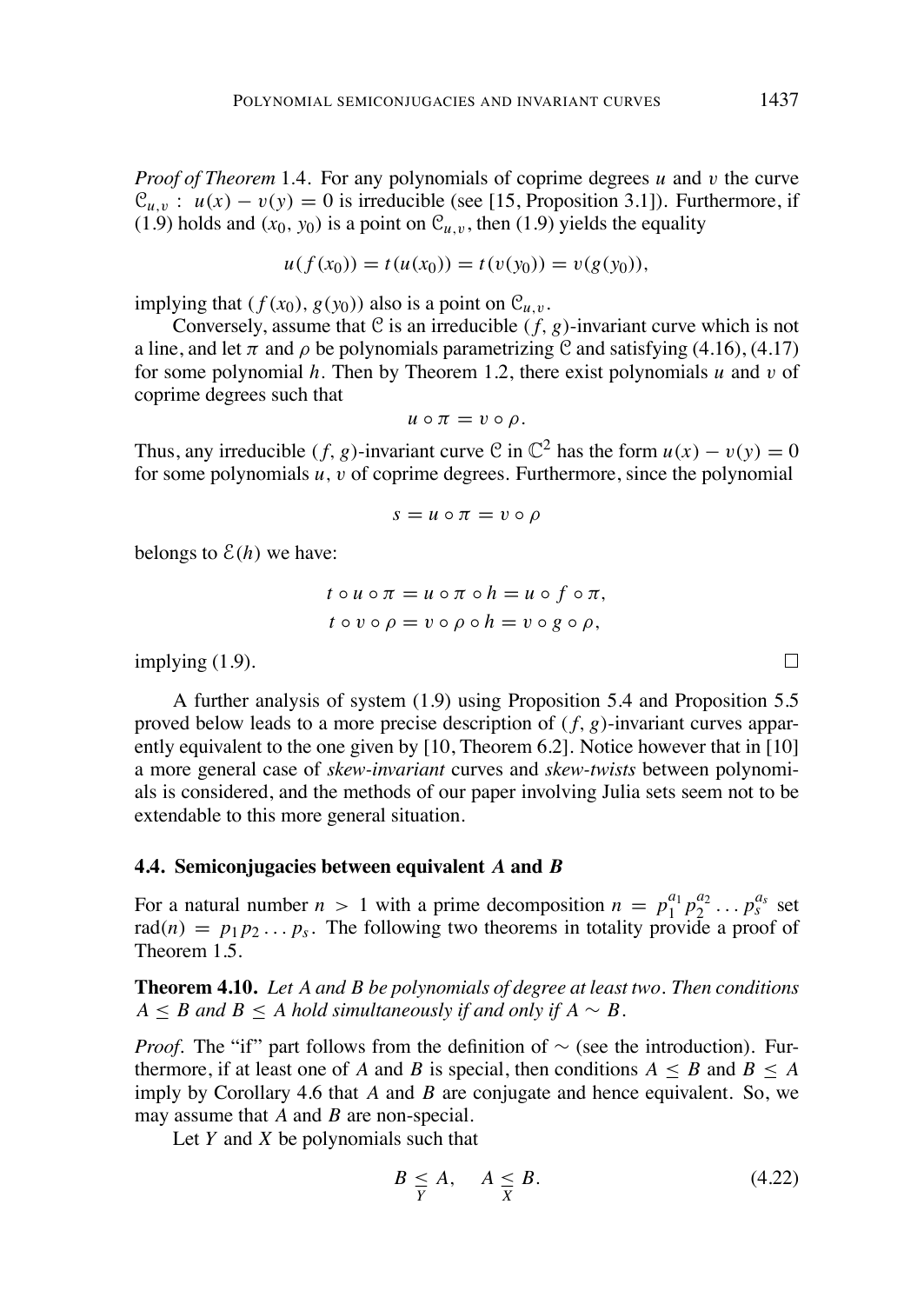*Proof of Theorem* 1.4. For any polynomials of coprime degrees $u$ and $v$ the curve $\mathcal{C}_{u,v}$ : $u(x) - v(y) = 0$ is irreducible (see [15, Proposition 3.1]). Furthermore, if (1.9) holds and $(x_0, y_0)$ is a point on $\mathcal{C}_{u,v}$, then (1.9) yields the equality

$$u(f(x_0)) = t(u(x_0)) = t(v(y_0)) = v(g(y_0)),$$

implying that $(f(x_0), g(y_0))$ also is a point on $\mathcal{C}_{u,v}$.

Conversely, assume that $\mathcal{C}$ is an irreducible $(f, g)$-invariant curve which is not a line, and let $\pi$ and $\rho$ be polynomials parametrizing $\mathcal{C}$ and satisfying (4.16), (4.17) for some polynomial $h$. Then by Theorem 1.2, there exist polynomials $u$ and $v$ of coprime degrees such that

$$u \circ \pi = v \circ \rho.$$

Thus, any irreducible $(f, g)$-invariant curve $\mathcal{C}$ in $\mathbb{C}^2$ has the form $u(x) - v(y) = 0$ for some polynomials $u$, $v$ of coprime degrees. Furthermore, since the polynomial

$$s = u \circ \pi = v \circ \rho$$

belongs to $\mathcal{E}(h)$ we have:

$$t \circ u \circ \pi = u \circ \pi \circ h = u \circ f \circ \pi,$$
$$t \circ v \circ \rho = v \circ \rho \circ h = v \circ g \circ \rho,$$

implying (1.9). □

A further analysis of system (1.9) using Proposition 5.4 and Proposition 5.5 proved below leads to a more precise description of $(f, g)$-invariant curves apparently equivalent to the one given by [10, Theorem 6.2]. Notice however that in [10] a more general case of *skew-invariant* curves and *skew-twists* between polynomials is considered, and the methods of our paper involving Julia sets seem not to be extendable to this more general situation.

### 4.4. Semiconjugacies between equivalent $A$ and $B$

For a natural number $n > 1$ with a prime decomposition $n = p_1^{a_1} p_2^{a_2} \dots p_s^{a_s}$ set $\text{rad}(n) = p_1 p_2 \dots p_s$. The following two theorems in totality provide a proof of Theorem 1.5.

**Theorem 4.10.** *Let $A$ and $B$ be polynomials of degree at least two. Then conditions $A \leq B$ and $B \leq A$ hold simultaneously if and only if $A \sim B$.*

*Proof.* The "if" part follows from the definition of $\sim$ (see the introduction). Furthermore, if at least one of $A$ and $B$ is special, then conditions $A \leq B$ and $B \leq A$ imply by Corollary 4.6 that $A$ and $B$ are conjugate and hence equivalent. So, we may assume that $A$ and $B$ are non-special.

Let $Y$ and $X$ be polynomials such that

$$B \underset{Y}{\leq} A, \quad A \underset{X}{\leq} B. \tag{4.22}$$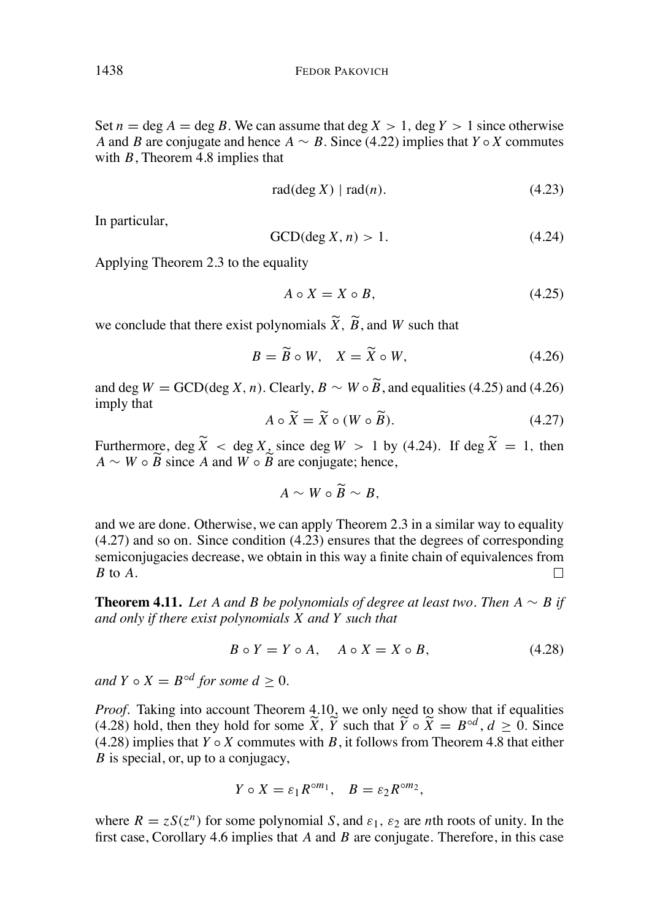Set $n = \deg A = \deg B$. We can assume that $\deg X > 1$, $\deg Y > 1$ since otherwise $A$ and $B$ are conjugate and hence $A \sim B$. Since (4.22) implies that $Y \circ X$ commutes with $B$, Theorem 4.8 implies that

$$\operatorname{rad}(\deg X) \mid \operatorname{rad}(n). \tag{4.23}$$

In particular,

$$\operatorname{GCD}(\deg X, n) > 1. \tag{4.24}$$

Applying Theorem 2.3 to the equality

$$A \circ X = X \circ B, \tag{4.25}$$

we conclude that there exist polynomials $\widetilde{X}$, $\widetilde{B}$, and $W$ such that

$$B = \widetilde{B} \circ W, \quad X = \widetilde{X} \circ W, \tag{4.26}$$

and $\deg W = \operatorname{GCD}(\deg X, n)$. Clearly, $B \sim W \circ \widetilde{B}$, and equalities (4.25) and (4.26) imply that

$$A \circ \widetilde{X} = \widetilde{X} \circ (W \circ \widetilde{B}). \tag{4.27}$$

Furthermore, $\deg \widetilde{X} < \deg X$, since $\deg W > 1$ by (4.24). If $\deg \widetilde{X} = 1$, then $A \sim W \circ \widetilde{B}$ since $A$ and $W \circ \widetilde{B}$ are conjugate; hence,

$$A \sim W \circ \widetilde{B} \sim B,$$

and we are done. Otherwise, we can apply Theorem 2.3 in a similar way to equality (4.27) and so on. Since condition (4.23) ensures that the degrees of corresponding semiconjugacies decrease, we obtain in this way a finite chain of equivalences from $B$ to $A$. □

**Theorem 4.11.** *Let $A$ and $B$ be polynomials of degree at least two. Then $A \sim B$ if and only if there exist polynomials $X$ and $Y$ such that*

$$B \circ Y = Y \circ A, \quad A \circ X = X \circ B, \tag{4.28}$$

*and $Y \circ X = B^{\circ d}$ for some $d \geq 0$.*

*Proof.* Taking into account Theorem 4.10, we only need to show that if equalities (4.28) hold, then they hold for some $\widetilde{X}$, $\widetilde{Y}$ such that $\widetilde{Y} \circ \widetilde{X} = B^{\circ d}$, $d \geq 0$. Since (4.28) implies that $Y \circ X$ commutes with $B$, it follows from Theorem 4.8 that either $B$ is special, or, up to a conjugacy,

$$Y \circ X = \varepsilon_1 R^{\circ m_1}, \quad B = \varepsilon_2 R^{\circ m_2},$$

where $R = zS(z^n)$ for some polynomial $S$, and $\varepsilon_1$, $\varepsilon_2$ are $n$th roots of unity. In the first case, Corollary 4.6 implies that $A$ and $B$ are conjugate. Therefore, in this case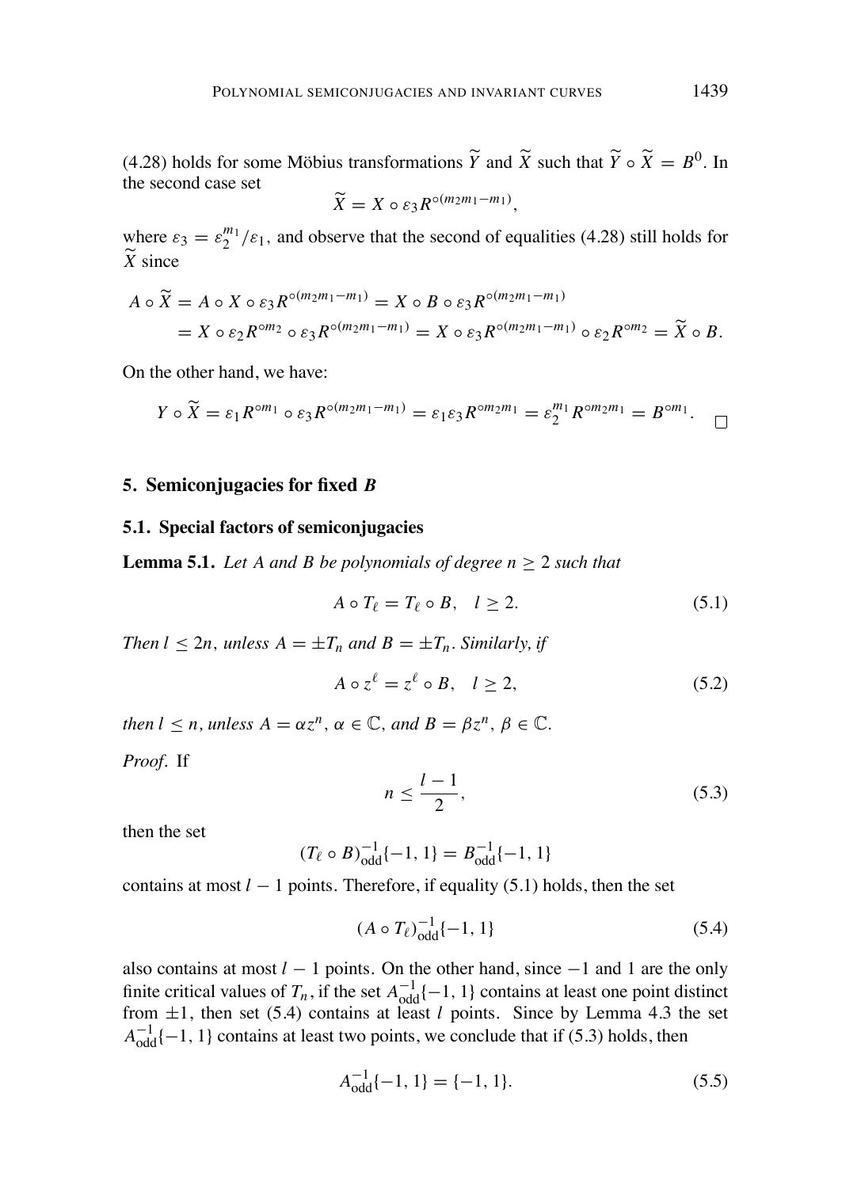(4.28) holds for some Möbius transformations $\widetilde{Y}$ and $\widetilde{X}$ such that $\widetilde{Y} \circ \widetilde{X} = B^0$. In the second case set

$$\widetilde{X} = X \circ \varepsilon_3 R^{\circ(m_2 m_1 - m_1)},$$

where $\varepsilon_3 = \varepsilon_2^{m_1}/\varepsilon_1$, and observe that the second of equalities (4.28) still holds for $\widetilde{X}$ since

$$\begin{aligned} A \circ \widetilde{X} &= A \circ X \circ \varepsilon_3 R^{\circ(m_2 m_1 - m_1)} = X \circ B \circ \varepsilon_3 R^{\circ(m_2 m_1 - m_1)} \\ &= X \circ \varepsilon_2 R^{\circ m_2} \circ \varepsilon_3 R^{\circ(m_2 m_1 - m_1)} = X \circ \varepsilon_3 R^{\circ(m_2 m_1 - m_1)} \circ \varepsilon_2 R^{\circ m_2} = \widetilde{X} \circ B. \end{aligned}$$

On the other hand, we have:

$$Y \circ \widetilde{X} = \varepsilon_1 R^{\circ m_1} \circ \varepsilon_3 R^{\circ(m_2 m_1 - m_1)} = \varepsilon_1 \varepsilon_3 R^{\circ m_2 m_1} = \varepsilon_2^{m_1} R^{\circ m_2 m_1} = B^{\circ m_1}. \qquad \square$$

## 5. Semiconjugacies for fixed *B*

### 5.1. Special factors of semiconjugacies

**Lemma 5.1.** *Let A and B be polynomials of degree $n \geq 2$ such that*

$$A \circ T_\ell = T_\ell \circ B, \quad l \geq 2. \tag{5.1}$$

*Then $l \leq 2n$, unless $A = \pm T_n$ and $B = \pm T_n$. Similarly, if*

$$A \circ z^\ell = z^\ell \circ B, \quad l \geq 2, \tag{5.2}$$

*then $l \leq n$, unless $A = \alpha z^n$, $\alpha \in \mathbb{C}$, and $B = \beta z^n$, $\beta \in \mathbb{C}$.*

*Proof.* If

$$n \leq \frac{l-1}{2}, \tag{5.3}$$

then the set

$$(T_\ell \circ B)^{-1}_{\text{odd}}\{-1, 1\} = B^{-1}_{\text{odd}}\{-1, 1\}$$

contains at most $l - 1$ points. Therefore, if equality (5.1) holds, then the set

$$(A \circ T_\ell)^{-1}_{\text{odd}}\{-1, 1\} \tag{5.4}$$

also contains at most $l - 1$ points. On the other hand, since $-1$ and $1$ are the only finite critical values of $T_n$, if the set $A^{-1}_{\text{odd}}\{-1, 1\}$ contains at least one point distinct from $\pm 1$, then set (5.4) contains at least $l$ points. Since by Lemma 4.3 the set $A^{-1}_{\text{odd}}\{-1, 1\}$ contains at least two points, we conclude that if (5.3) holds, then

$$A^{-1}_{\text{odd}}\{-1, 1\} = \{-1, 1\}. \tag{5.5}$$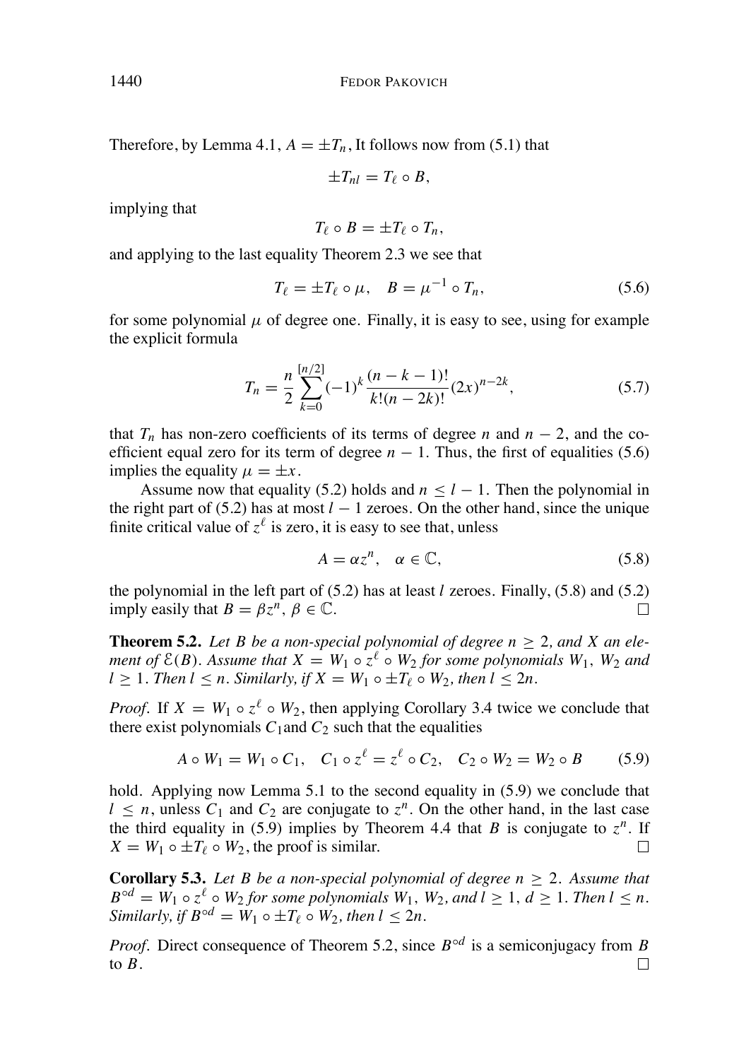Therefore, by Lemma 4.1, $A = \pm T_n$, It follows now from (5.1) that

$$\pm T_{nl} = T_\ell \circ B,$$

implying that

$$T_\ell \circ B = \pm T_\ell \circ T_n,$$

and applying to the last equality Theorem 2.3 we see that

$$T_\ell = \pm T_\ell \circ \mu, \quad B = \mu^{-1} \circ T_n, \tag{5.6}$$

for some polynomial $\mu$ of degree one. Finally, it is easy to see, using for example the explicit formula

$$T_n = \frac{n}{2} \sum_{k=0}^{[n/2]} (-1)^k \frac{(n-k-1)!}{k!(n-2k)!} (2x)^{n-2k}, \tag{5.7}$$

that $T_n$ has non-zero coefficients of its terms of degree $n$ and $n-2$, and the coefficient equal zero for its term of degree $n-1$. Thus, the first of equalities (5.6) implies the equality $\mu = \pm x$.

Assume now that equality (5.2) holds and $n \leq l - 1$. Then the polynomial in the right part of (5.2) has at most $l - 1$ zeroes. On the other hand, since the unique finite critical value of $z^\ell$ is zero, it is easy to see that, unless

$$A = \alpha z^n, \quad \alpha \in \mathbb{C}, \tag{5.8}$$

the polynomial in the left part of (5.2) has at least $l$ zeroes. Finally, (5.8) and (5.2) imply easily that $B = \beta z^n$, $\beta \in \mathbb{C}$. □

**Theorem 5.2.** *Let $B$ be a non-special polynomial of degree $n \geq 2$, and $X$ an element of $\mathcal{E}(B)$. Assume that $X = W_1 \circ z^\ell \circ W_2$ for some polynomials $W_1$, $W_2$ and $l \geq 1$. Then $l \leq n$. Similarly, if $X = W_1 \circ \pm T_\ell \circ W_2$, then $l \leq 2n$.*

*Proof.* If $X = W_1 \circ z^\ell \circ W_2$, then applying Corollary 3.4 twice we conclude that there exist polynomials $C_1$and $C_2$ such that the equalities

$$A \circ W_1 = W_1 \circ C_1, \quad C_1 \circ z^\ell = z^\ell \circ C_2, \quad C_2 \circ W_2 = W_2 \circ B \tag{5.9}$$

hold. Applying now Lemma 5.1 to the second equality in (5.9) we conclude that $l \leq n$, unless $C_1$ and $C_2$ are conjugate to $z^n$. On the other hand, in the last case the third equality in (5.9) implies by Theorem 4.4 that $B$ is conjugate to $z^n$. If $X = W_1 \circ \pm T_\ell \circ W_2$, the proof is similar. □

**Corollary 5.3.** *Let $B$ be a non-special polynomial of degree $n \geq 2$. Assume that $B^{\circ d} = W_1 \circ z^\ell \circ W_2$ for some polynomials $W_1$, $W_2$, and $l \geq 1$, $d \geq 1$. Then $l \leq n$. Similarly, if $B^{\circ d} = W_1 \circ \pm T_\ell \circ W_2$, then $l \leq 2n$.*

*Proof.* Direct consequence of Theorem 5.2, since $B^{\circ d}$ is a semiconjugacy from $B$ to $B$. □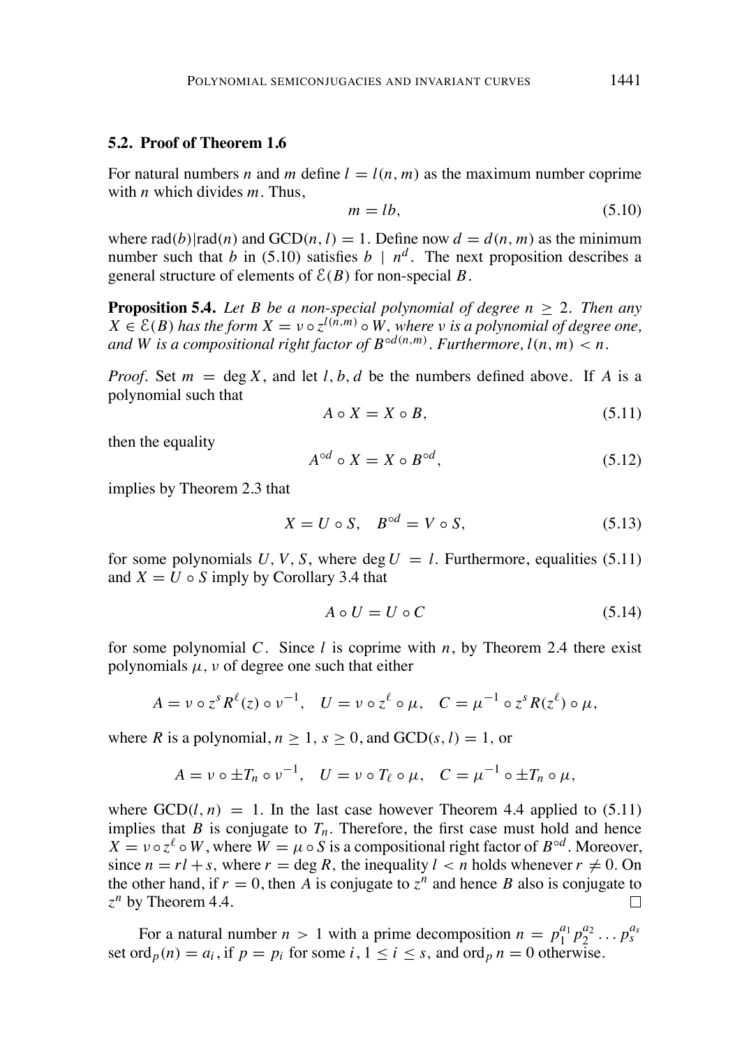### 5.2. Proof of Theorem 1.6

For natural numbers $n$ and $m$ define $l = l(n, m)$ as the maximum number coprime with $n$ which divides $m$. Thus,

$$m = lb, \tag{5.10}$$

where $\operatorname{rad}(b)|\operatorname{rad}(n)$ and $\operatorname{GCD}(n, l) = 1$. Define now $d = d(n, m)$ as the minimum number such that $b$ in (5.10) satisfies $b \mid n^d$. The next proposition describes a general structure of elements of $\mathcal{E}(B)$ for non-special $B$.

**Proposition 5.4.** *Let $B$ be a non-special polynomial of degree $n \geq 2$. Then any $X \in \mathcal{E}(B)$ has the form $X = \nu \circ z^{l(n,m)} \circ W$, where $\nu$ is a polynomial of degree one, and $W$ is a compositional right factor of $B^{\circ d(n,m)}$. Furthermore, $l(n, m) < n$.*

*Proof.* Set $m = \deg X$, and let $l, b, d$ be the numbers defined above. If $A$ is a polynomial such that

$$A \circ X = X \circ B, \tag{5.11}$$

then the equality

$$A^{\circ d} \circ X = X \circ B^{\circ d}, \tag{5.12}$$

implies by Theorem 2.3 that

$$X = U \circ S, \quad B^{\circ d} = V \circ S, \tag{5.13}$$

for some polynomials $U, V, S$, where $\deg U = l$. Furthermore, equalities (5.11) and $X = U \circ S$ imply by Corollary 3.4 that

$$A \circ U = U \circ C \tag{5.14}$$

for some polynomial $C$. Since $l$ is coprime with $n$, by Theorem 2.4 there exist polynomials $\mu, \nu$ of degree one such that either

$$A = \nu \circ z^s R^{\ell}(z) \circ \nu^{-1}, \quad U = \nu \circ z^{\ell} \circ \mu, \quad C = \mu^{-1} \circ z^s R(z^{\ell}) \circ \mu,$$

where $R$ is a polynomial, $n \geq 1$, $s \geq 0$, and $\operatorname{GCD}(s, l) = 1$, or

$$A = \nu \circ \pm T_n \circ \nu^{-1}, \quad U = \nu \circ T_{\ell} \circ \mu, \quad C = \mu^{-1} \circ \pm T_n \circ \mu,$$

where $\operatorname{GCD}(l, n) = 1$. In the last case however Theorem 4.4 applied to (5.11) implies that $B$ is conjugate to $T_n$. Therefore, the first case must hold and hence $X = \nu \circ z^{\ell} \circ W$, where $W = \mu \circ S$ is a compositional right factor of $B^{\circ d}$. Moreover, since $n = rl + s$, where $r = \deg R$, the inequality $l < n$ holds whenever $r \neq 0$. On the other hand, if $r = 0$, then $A$ is conjugate to $z^n$ and hence $B$ also is conjugate to $z^n$ by Theorem 4.4. $\square$

For a natural number $n > 1$ with a prime decomposition $n = p_1^{a_1} p_2^{a_2} \dots p_s^{a_s}$ set $\operatorname{ord}_p(n) = a_i$, if $p = p_i$ for some $i$, $1 \leq i \leq s$, and $\operatorname{ord}_p n = 0$ otherwise.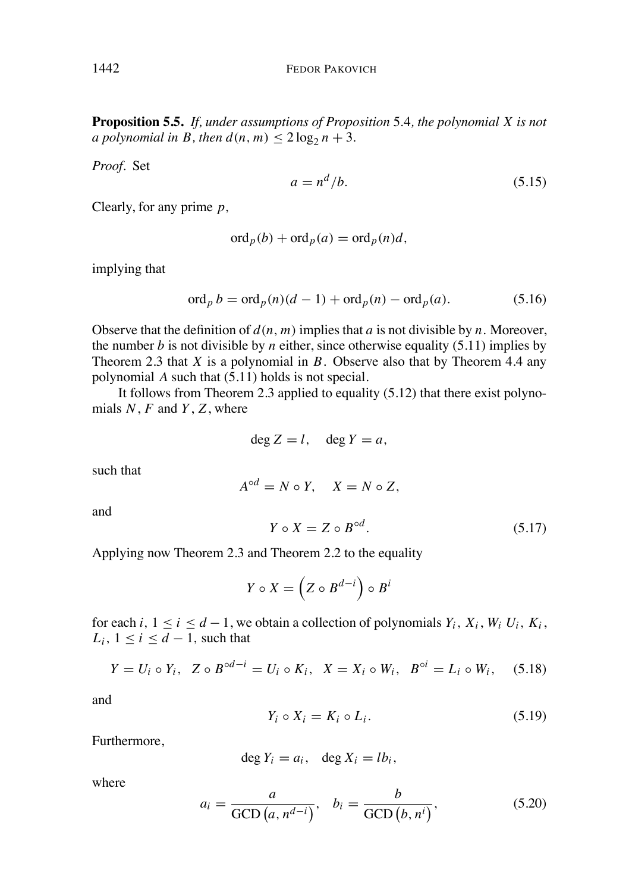**Proposition 5.5.** *If, under assumptions of Proposition* 5.4*, the polynomial $X$ is not a polynomial in $B$, then $d(n,m) \le 2\log_2 n + 3$.*

*Proof.* Set

$$a = n^d/b. \tag{5.15}$$

Clearly, for any prime $p$,

$$\operatorname{ord}_p(b) + \operatorname{ord}_p(a) = \operatorname{ord}_p(n)d,$$

implying that

$$\operatorname{ord}_p b = \operatorname{ord}_p(n)(d-1) + \operatorname{ord}_p(n) - \operatorname{ord}_p(a). \tag{5.16}$$

Observe that the definition of $d(n,m)$ implies that $a$ is not divisible by $n$. Moreover, the number $b$ is not divisible by $n$ either, since otherwise equality (5.11) implies by Theorem 2.3 that $X$ is a polynomial in $B$. Observe also that by Theorem 4.4 any polynomial $A$ such that (5.11) holds is not special.

It follows from Theorem 2.3 applied to equality (5.12) that there exist polynomials $N$, $F$ and $Y$, $Z$, where

$$\deg Z = l, \quad \deg Y = a,$$

such that

$$A^{\circ d} = N \circ Y, \quad X = N \circ Z,$$

and

$$Y \circ X = Z \circ B^{\circ d}. \tag{5.17}$$

Applying now Theorem 2.3 and Theorem 2.2 to the equality

$$Y \circ X = \left(Z \circ B^{d-i}\right) \circ B^i$$

for each $i$, $1 \le i \le d-1$, we obtain a collection of polynomials $Y_i$, $X_i$, $W_i$ $U_i$, $K_i$, $L_i$, $1 \le i \le d-1$, such that

$$Y = U_i \circ Y_i, \quad Z \circ B^{\circ d-i} = U_i \circ K_i, \quad X = X_i \circ W_i, \quad B^{\circ i} = L_i \circ W_i, \tag{5.18}$$

and

$$Y_i \circ X_i = K_i \circ L_i. \tag{5.19}$$

Furthermore,

$$\deg Y_i = a_i, \quad \deg X_i = l b_i,$$

where

$$a_i = \frac{a}{\operatorname{GCD}\left(a, n^{d-i}\right)}, \quad b_i = \frac{b}{\operatorname{GCD}\left(b, n^i\right)}, \tag{5.20}$$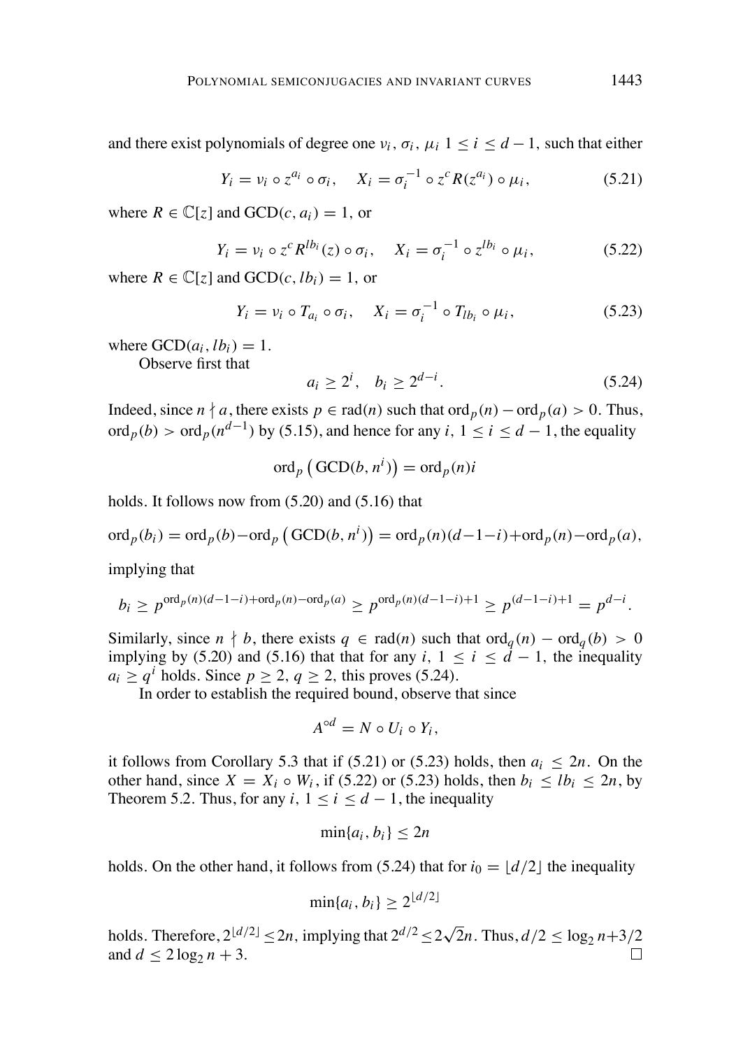and there exist polynomials of degree one $\nu_i$, $\sigma_i$, $\mu_i$ $1 \le i \le d-1$, such that either

$$Y_i = \nu_i \circ z^{a_i} \circ \sigma_i, \quad X_i = \sigma_i^{-1} \circ z^c R(z^{a_i}) \circ \mu_i, \tag{5.21}$$

where $R \in \mathbb{C}[z]$ and $\text{GCD}(c, a_i) = 1$, or

$$Y_i = \nu_i \circ z^c R^{lb_i}(z) \circ \sigma_i, \quad X_i = \sigma_i^{-1} \circ z^{lb_i} \circ \mu_i, \tag{5.22}$$

where $R \in \mathbb{C}[z]$ and $\text{GCD}(c, lb_i) = 1$, or

$$Y_i = \nu_i \circ T_{a_i} \circ \sigma_i, \quad X_i = \sigma_i^{-1} \circ T_{lb_i} \circ \mu_i, \tag{5.23}$$

where $\text{GCD}(a_i, lb_i) = 1$.

Observe first that

$$a_i \ge 2^i, \quad b_i \ge 2^{d-i}. \tag{5.24}$$

Indeed, since $n \nmid a$, there exists $p \in \text{rad}(n)$ such that $\text{ord}_p(n) - \text{ord}_p(a) > 0$. Thus, $\text{ord}_p(b) > \text{ord}_p(n^{d-1})$ by (5.15), and hence for any $i$, $1 \le i \le d-1$, the equality

$$\text{ord}_p\left(\text{GCD}(b, n^i)\right) = \text{ord}_p(n) i$$

holds. It follows now from (5.20) and (5.16) that

$$\text{ord}_p(b_i) = \text{ord}_p(b) - \text{ord}_p\left(\text{GCD}(b, n^i)\right) = \text{ord}_p(n)(d-1-i) + \text{ord}_p(n) - \text{ord}_p(a),$$

implying that

$$b_i \ge p^{\text{ord}_p(n)(d-1-i)+\text{ord}_p(n)-\text{ord}_p(a)} \ge p^{\text{ord}_p(n)(d-1-i)+1} \ge p^{(d-1-i)+1} = p^{d-i}.$$

Similarly, since $n \nmid b$, there exists $q \in \text{rad}(n)$ such that $\text{ord}_q(n) - \text{ord}_q(b) > 0$ implying by (5.20) and (5.16) that that for any $i$, $1 \le i \le d-1$, the inequality $a_i \ge q^i$ holds. Since $p \ge 2$, $q \ge 2$, this proves (5.24).

In order to establish the required bound, observe that since

$$A^{\circ d} = N \circ U_i \circ Y_i,$$

it follows from Corollary 5.3 that if (5.21) or (5.23) holds, then $a_i \le 2n$. On the other hand, since $X = X_i \circ W_i$, if (5.22) or (5.23) holds, then $b_i \le lb_i \le 2n$, by Theorem 5.2. Thus, for any $i$, $1 \le i \le d-1$, the inequality

$$\min\{a_i, b_i\} \le 2n$$

holds. On the other hand, it follows from (5.24) that for $i_0 = \lfloor d/2 \rfloor$ the inequality

$$\min\{a_i, b_i\} \ge 2^{\lfloor d/2 \rfloor}$$

holds. Therefore, $2^{\lfloor d/2 \rfloor} \le 2n$, implying that $2^{d/2} \le 2\sqrt{2}n$. Thus, $d/2 \le \log_2 n + 3/2$ and $d \le 2\log_2 n + 3$. □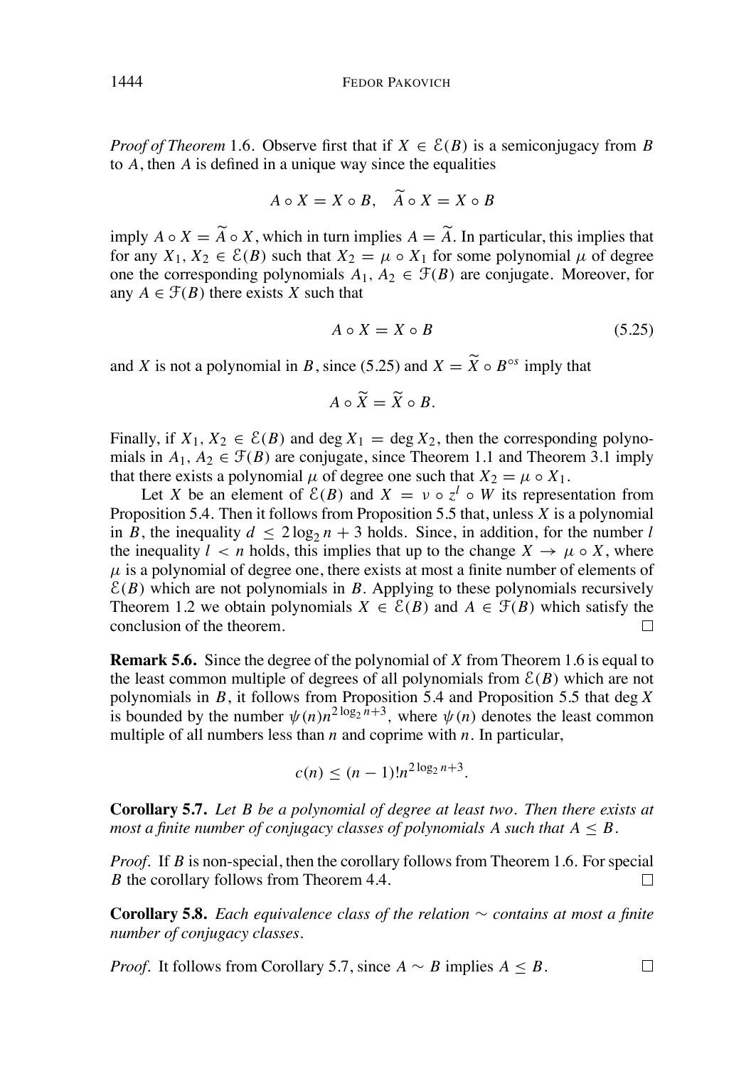*Proof of Theorem* 1.6. Observe first that if $X \in \mathcal{E}(B)$ is a semiconjugacy from $B$ to $A$, then $A$ is defined in a unique way since the equalities

$$A \circ X = X \circ B, \quad \widetilde{A} \circ X = X \circ B$$

imply $A \circ X = \widetilde{A} \circ X$, which in turn implies $A = \widetilde{A}$. In particular, this implies that for any $X_1, X_2 \in \mathcal{E}(B)$ such that $X_2 = \mu \circ X_1$ for some polynomial $\mu$ of degree one the corresponding polynomials $A_1, A_2 \in \mathcal{F}(B)$ are conjugate. Moreover, for any $A \in \mathcal{F}(B)$ there exists $X$ such that

$$A \circ X = X \circ B \tag{5.25}$$

and $X$ is not a polynomial in $B$, since (5.25) and $X = \widetilde{X} \circ B^{\circ s}$ imply that

$$A \circ \widetilde{X} = \widetilde{X} \circ B.$$

Finally, if $X_1, X_2 \in \mathcal{E}(B)$ and $\deg X_1 = \deg X_2$, then the corresponding polynomials in $A_1, A_2 \in \mathcal{F}(B)$ are conjugate, since Theorem 1.1 and Theorem 3.1 imply that there exists a polynomial $\mu$ of degree one such that $X_2 = \mu \circ X_1$.

Let $X$ be an element of $\mathcal{E}(B)$ and $X = \nu \circ z^l \circ W$ its representation from Proposition 5.4. Then it follows from Proposition 5.5 that, unless $X$ is a polynomial in $B$, the inequality $d \leq 2\log_2 n + 3$ holds. Since, in addition, for the number $l$ the inequality $l < n$ holds, this implies that up to the change $X \to \mu \circ X$, where $\mu$ is a polynomial of degree one, there exists at most a finite number of elements of $\mathcal{E}(B)$ which are not polynomials in $B$. Applying to these polynomials recursively Theorem 1.2 we obtain polynomials $X \in \mathcal{E}(B)$ and $A \in \mathcal{F}(B)$ which satisfy the conclusion of the theorem. □

**Remark 5.6.** Since the degree of the polynomial of $X$ from Theorem 1.6 is equal to the least common multiple of degrees of all polynomials from $\mathcal{E}(B)$ which are not polynomials in $B$, it follows from Proposition 5.4 and Proposition 5.5 that $\deg X$ is bounded by the number $\psi(n)n^{2\log_2 n+3}$, where $\psi(n)$ denotes the least common multiple of all numbers less than $n$ and coprime with $n$. In particular,

$$c(n) \leq (n-1)!n^{2\log_2 n+3}.$$

**Corollary 5.7.** *Let $B$ be a polynomial of degree at least two. Then there exists at most a finite number of conjugacy classes of polynomials $A$ such that $A \leq B$.*

*Proof.* If $B$ is non-special, then the corollary follows from Theorem 1.6. For special $B$ the corollary follows from Theorem 4.4. □

**Corollary 5.8.** *Each equivalence class of the relation $\sim$ contains at most a finite number of conjugacy classes.*

*Proof.* It follows from Corollary 5.7, since $A \sim B$ implies $A \leq B$. □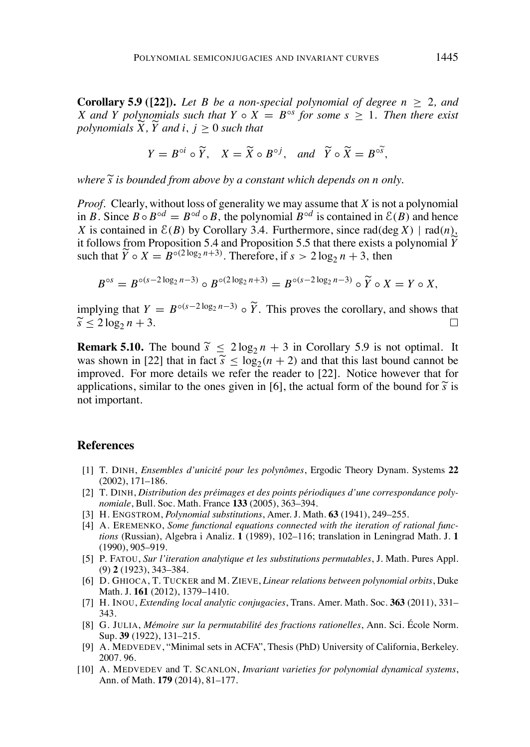**Corollary 5.9 ([22]).** *Let $B$ be a non-special polynomial of degree $n \geq 2$, and $X$ and $Y$ polynomials such that $Y \circ X = B^{\circ s}$ for some $s \geq 1$. Then there exist polynomials $\widetilde{X}$, $\widetilde{Y}$ and $i, j \geq 0$ such that*

$$Y = B^{\circ i} \circ \widetilde{Y}, \quad X = \widetilde{X} \circ B^{\circ j}, \quad \text{and} \quad \widetilde{Y} \circ \widetilde{X} = B^{\circ \widetilde{s}},$$

*where $\widetilde{s}$ is bounded from above by a constant which depends on $n$ only.*

*Proof.* Clearly, without loss of generality we may assume that $X$ is not a polynomial in $B$. Since $B \circ B^{\circ d} = B^{\circ d} \circ B$, the polynomial $B^{\circ d}$ is contained in $\mathcal{E}(B)$ and hence $X$ is contained in $\mathcal{E}(B)$ by Corollary 3.4. Furthermore, since $\text{rad}(\deg X) \mid \text{rad}(n)$, it follows from Proposition 5.4 and Proposition 5.5 that there exists a polynomial $\widetilde{Y}$ such that $\widetilde{Y} \circ X = B^{\circ(2\log_2 n+3)}$. Therefore, if $s > 2\log_2 n + 3$, then

$$B^{\circ s} = B^{\circ(s-2\log_2 n-3)} \circ B^{\circ(2\log_2 n+3)} = B^{\circ(s-2\log_2 n-3)} \circ \widetilde{Y} \circ X = Y \circ X,$$

implying that $Y = B^{\circ(s-2\log_2 n-3)} \circ \widetilde{Y}$. This proves the corollary, and shows that $\widetilde{s} \leq 2\log_2 n + 3$. $\square$

**Remark 5.10.** The bound $\widetilde{s} \leq 2\log_2 n + 3$ in Corollary 5.9 is not optimal. It was shown in [22] that in fact $\widetilde{s} \leq \log_2(n+2)$ and that this last bound cannot be improved. For more details we refer the reader to [22]. Notice however that for applications, similar to the ones given in [6], the actual form of the bound for $\widetilde{s}$ is not important.

## References

[1] T. Dinh, *Ensembles d'unicité pour les polynômes*, Ergodic Theory Dynam. Systems **22** (2002), 171–186.

[2] T. Dinh, *Distribution des préimages et des points périodiques d'une correspondance polynomiale*, Bull. Soc. Math. France **133** (2005), 363–394.

[3] H. Engstrom, *Polynomial substitutions*, Amer. J. Math. **63** (1941), 249–255.

[4] A. Eremenko, *Some functional equations connected with the iteration of rational functions* (Russian), Algebra i Analiz. **1** (1989), 102–116; translation in Leningrad Math. J. **1** (1990), 905–919.

[5] P. Fatou, *Sur l'iteration analytique et les substitutions permutables*, J. Math. Pures Appl. (9) **2** (1923), 343–384.

[6] D. Ghioca, T. Tucker and M. Zieve, *Linear relations between polynomial orbits*, Duke Math. J. **161** (2012), 1379–1410.

[7] H. Inou, *Extending local analytic conjugacies*, Trans. Amer. Math. Soc. **363** (2011), 331–343.

[8] G. Julia, *Mémoire sur la permutabilité des fractions rationelles*, Ann. Sci. École Norm. Sup. **39** (1922), 131–215.

[9] A. Medvedev, "Minimal sets in ACFA", Thesis (PhD) University of California, Berkeley. 2007. 96.

[10] A. Medvedev and T. Scanlon, *Invariant varieties for polynomial dynamical systems*, Ann. of Math. **179** (2014), 81–177.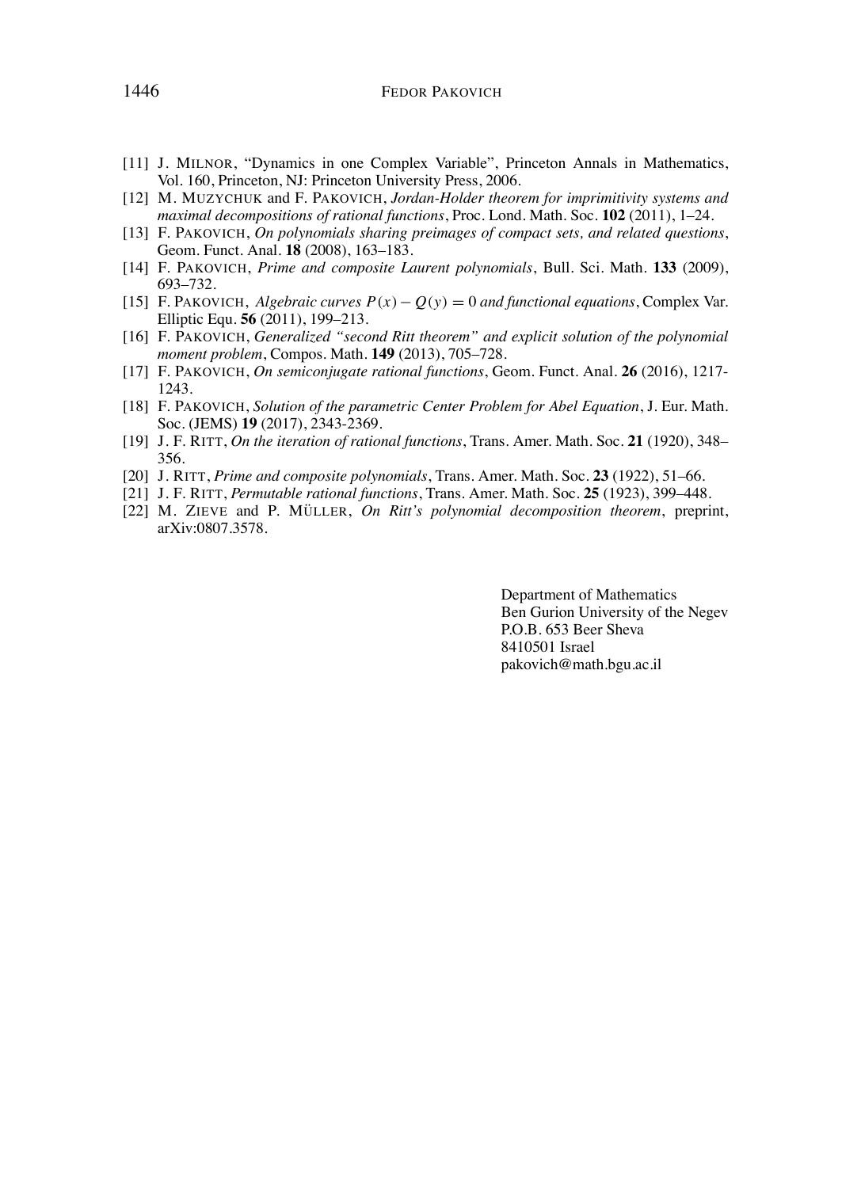[11] J. MILNOR, "Dynamics in one Complex Variable", Princeton Annals in Mathematics, Vol. 160, Princeton, NJ: Princeton University Press, 2006.

[12] M. MUZYCHUK and F. PAKOVICH, *Jordan-Holder theorem for imprimitivity systems and maximal decompositions of rational functions*, Proc. Lond. Math. Soc. **102** (2011), 1–24.

[13] F. PAKOVICH, *On polynomials sharing preimages of compact sets, and related questions*, Geom. Funct. Anal. **18** (2008), 163–183.

[14] F. PAKOVICH, *Prime and composite Laurent polynomials*, Bull. Sci. Math. **133** (2009), 693–732.

[15] F. PAKOVICH, *Algebraic curves $P(x) - Q(y) = 0$ and functional equations*, Complex Var. Elliptic Equ. **56** (2011), 199–213.

[16] F. PAKOVICH, *Generalized "second Ritt theorem" and explicit solution of the polynomial moment problem*, Compos. Math. **149** (2013), 705–728.

[17] F. PAKOVICH, *On semiconjugate rational functions*, Geom. Funct. Anal. **26** (2016), 1217-1243.

[18] F. PAKOVICH, *Solution of the parametric Center Problem for Abel Equation*, J. Eur. Math. Soc. (JEMS) **19** (2017), 2343-2369.

[19] J. F. RITT, *On the iteration of rational functions*, Trans. Amer. Math. Soc. **21** (1920), 348–356.

[20] J. RITT, *Prime and composite polynomials*, Trans. Amer. Math. Soc. **23** (1922), 51–66.

[21] J. F. RITT, *Permutable rational functions*, Trans. Amer. Math. Soc. **25** (1923), 399–448.

[22] M. ZIEVE and P. MÜLLER, *On Ritt's polynomial decomposition theorem*, preprint, arXiv:0807.3578.

Department of Mathematics
Ben Gurion University of the Negev
P.O.B. 653 Beer Sheva
8410501 Israel
pakovich@math.bgu.ac.il